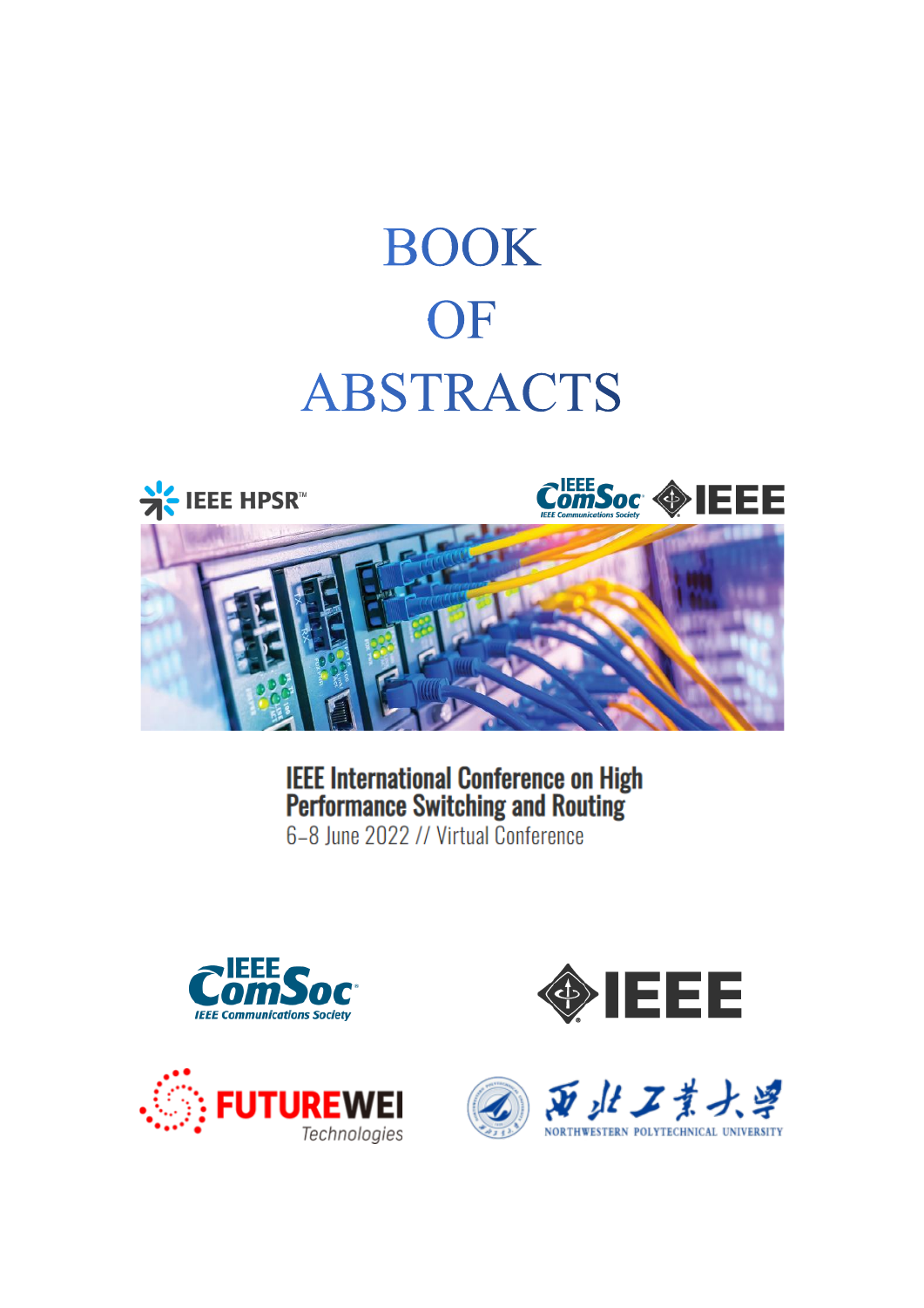# BOOK OF ABSTRACTS

IEEE HPSR™

IEEE ComSoc IEEE Communications Society

IEEE

**IEEE International Conference on High Performance Switching and Routing**

6–8 June 2022 // Virtual Conference

IEEE ComSoc IEEE Communications Society

IEEE

FUTUREWEI Technologies

西北工業大學 NORTHWESTERN POLYTECHNICAL UNIVERSITY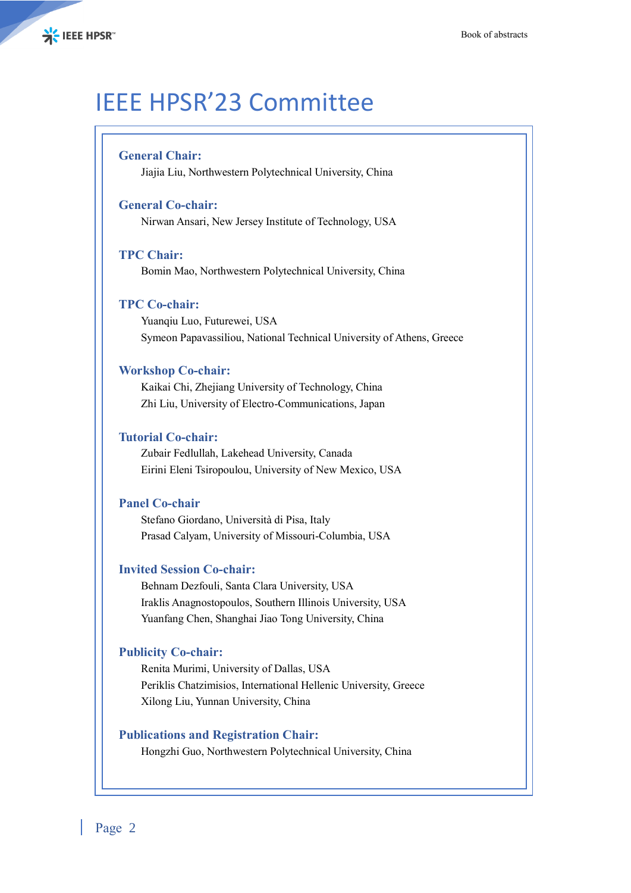# IEEE HPSR'23 Committee

**General Chair:**

Jiajia Liu, Northwestern Polytechnical University, China

**General Co-chair:**

Nirwan Ansari, New Jersey Institute of Technology, USA

**TPC Chair:**

Bomin Mao, Northwestern Polytechnical University, China

**TPC Co-chair:**

Yuanqiu Luo, Futurewei, USA

Symeon Papavassiliou, National Technical University of Athens, Greece

**Workshop Co-chair:**

Kaikai Chi, Zhejiang University of Technology, China

Zhi Liu, University of Electro-Communications, Japan

**Tutorial Co-chair:**

Zubair Fedlullah, Lakehead University, Canada

Eirini Eleni Tsiropoulou, University of New Mexico, USA

**Panel Co-chair**

Stefano Giordano, Università di Pisa, Italy

Prasad Calyam, University of Missouri-Columbia, USA

**Invited Session Co-chair:**

Behnam Dezfouli, Santa Clara University, USA

Iraklis Anagnostopoulos, Southern Illinois University, USA

Yuanfang Chen, Shanghai Jiao Tong University, China

**Publicity Co-chair:**

Renita Murimi, University of Dallas, USA

Periklis Chatzimisios, International Hellenic University, Greece

Xilong Liu, Yunnan University, China

**Publications and Registration Chair:**

Hongzhi Guo, Northwestern Polytechnical University, China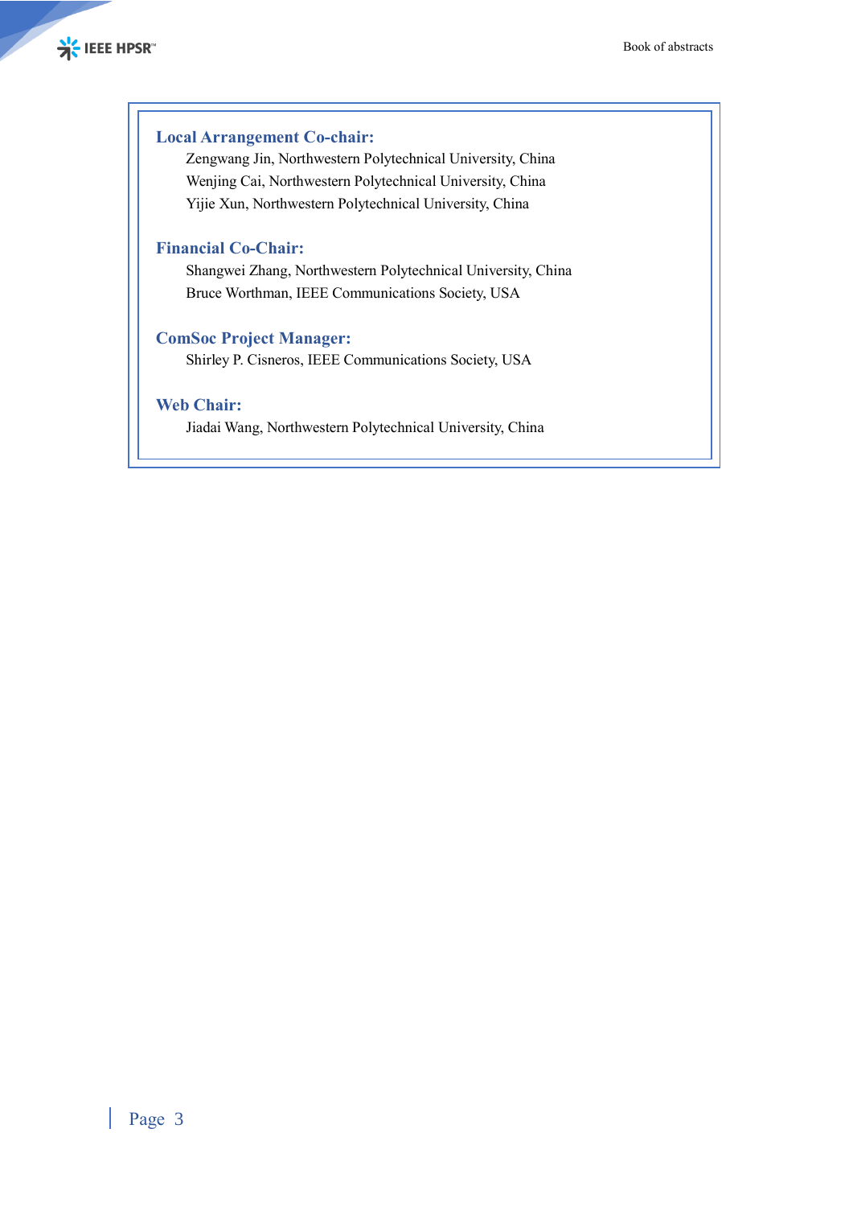**Local Arrangement Co-chair:**

Zengwang Jin, Northwestern Polytechnical University, China
Wenjing Cai, Northwestern Polytechnical University, China
Yijie Xun, Northwestern Polytechnical University, China

**Financial Co-Chair:**

Shangwei Zhang, Northwestern Polytechnical University, China
Bruce Worthman, IEEE Communications Society, USA

**ComSoc Project Manager:**

Shirley P. Cisneros, IEEE Communications Society, USA

**Web Chair:**

Jiadai Wang, Northwestern Polytechnical University, China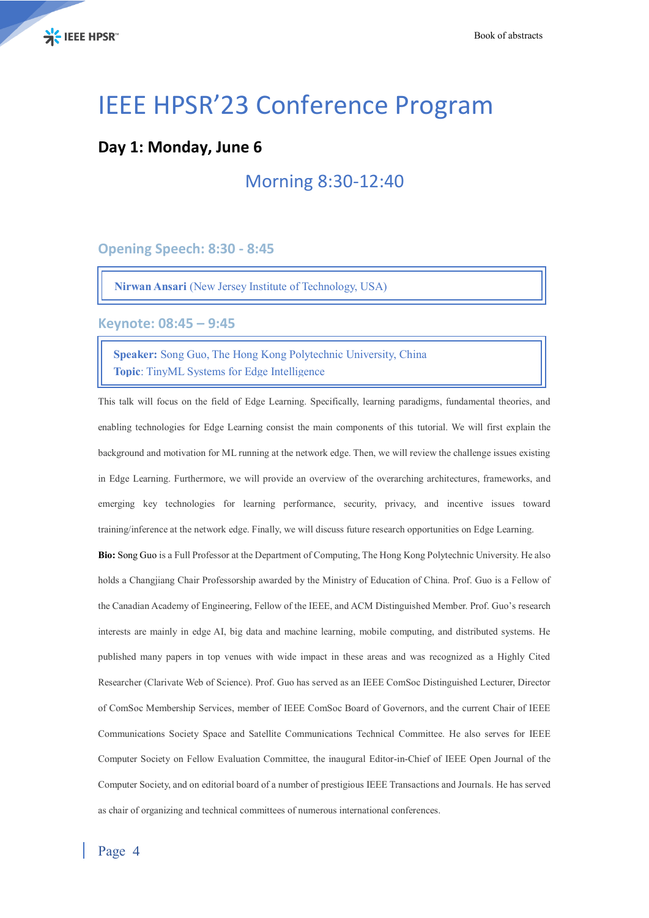# IEEE HPSR'23 Conference Program

## Day 1: Monday, June 6

### Morning 8:30-12:40

#### Opening Speech: 8:30 - 8:45

**Nirwan Ansari** (New Jersey Institute of Technology, USA)

#### Keynote: 08:45 – 9:45

**Speaker:** Song Guo, The Hong Kong Polytechnic University, China
**Topic**: TinyML Systems for Edge Intelligence

This talk will focus on the field of Edge Learning. Specifically, learning paradigms, fundamental theories, and enabling technologies for Edge Learning consist the main components of this tutorial. We will first explain the background and motivation for ML running at the network edge. Then, we will review the challenge issues existing in Edge Learning. Furthermore, we will provide an overview of the overarching architectures, frameworks, and emerging key technologies for learning performance, security, privacy, and incentive issues toward training/inference at the network edge. Finally, we will discuss future research opportunities on Edge Learning.

**Bio:** Song Guo is a Full Professor at the Department of Computing, The Hong Kong Polytechnic University. He also holds a Changjiang Chair Professorship awarded by the Ministry of Education of China. Prof. Guo is a Fellow of the Canadian Academy of Engineering, Fellow of the IEEE, and ACM Distinguished Member. Prof. Guo's research interests are mainly in edge AI, big data and machine learning, mobile computing, and distributed systems. He published many papers in top venues with wide impact in these areas and was recognized as a Highly Cited Researcher (Clarivate Web of Science). Prof. Guo has served as an IEEE ComSoc Distinguished Lecturer, Director of ComSoc Membership Services, member of IEEE ComSoc Board of Governors, and the current Chair of IEEE Communications Society Space and Satellite Communications Technical Committee. He also serves for IEEE Computer Society on Fellow Evaluation Committee, the inaugural Editor-in-Chief of IEEE Open Journal of the Computer Society, and on editorial board of a number of prestigious IEEE Transactions and Journals. He has served as chair of organizing and technical committees of numerous international conferences.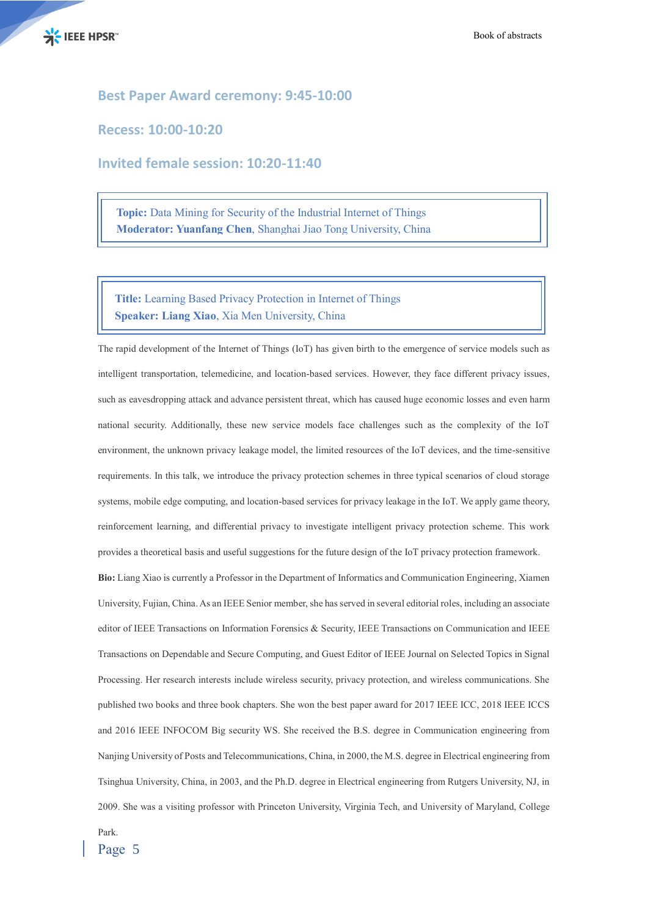## Best Paper Award ceremony: 9:45-10:00

## Recess: 10:00-10:20

## Invited female session: 10:20-11:40

**Topic:** Data Mining for Security of the Industrial Internet of Things
**Moderator: Yuanfang Chen**, Shanghai Jiao Tong University, China

**Title:** Learning Based Privacy Protection in Internet of Things
**Speaker: Liang Xiao**, Xia Men University, China

The rapid development of the Internet of Things (IoT) has given birth to the emergence of service models such as intelligent transportation, telemedicine, and location-based services. However, they face different privacy issues, such as eavesdropping attack and advance persistent threat, which has caused huge economic losses and even harm national security. Additionally, these new service models face challenges such as the complexity of the IoT environment, the unknown privacy leakage model, the limited resources of the IoT devices, and the time-sensitive requirements. In this talk, we introduce the privacy protection schemes in three typical scenarios of cloud storage systems, mobile edge computing, and location-based services for privacy leakage in the IoT. We apply game theory, reinforcement learning, and differential privacy to investigate intelligent privacy protection scheme. This work provides a theoretical basis and useful suggestions for the future design of the IoT privacy protection framework.

**Bio:** Liang Xiao is currently a Professor in the Department of Informatics and Communication Engineering, Xiamen University, Fujian, China. As an IEEE Senior member, she has served in several editorial roles, including an associate editor of IEEE Transactions on Information Forensics & Security, IEEE Transactions on Communication and IEEE Transactions on Dependable and Secure Computing, and Guest Editor of IEEE Journal on Selected Topics in Signal Processing. Her research interests include wireless security, privacy protection, and wireless communications. She published two books and three book chapters. She won the best paper award for 2017 IEEE ICC, 2018 IEEE ICCS and 2016 IEEE INFOCOM Big security WS. She received the B.S. degree in Communication engineering from Nanjing University of Posts and Telecommunications, China, in 2000, the M.S. degree in Electrical engineering from Tsinghua University, China, in 2003, and the Ph.D. degree in Electrical engineering from Rutgers University, NJ, in 2009. She was a visiting professor with Princeton University, Virginia Tech, and University of Maryland, College Park.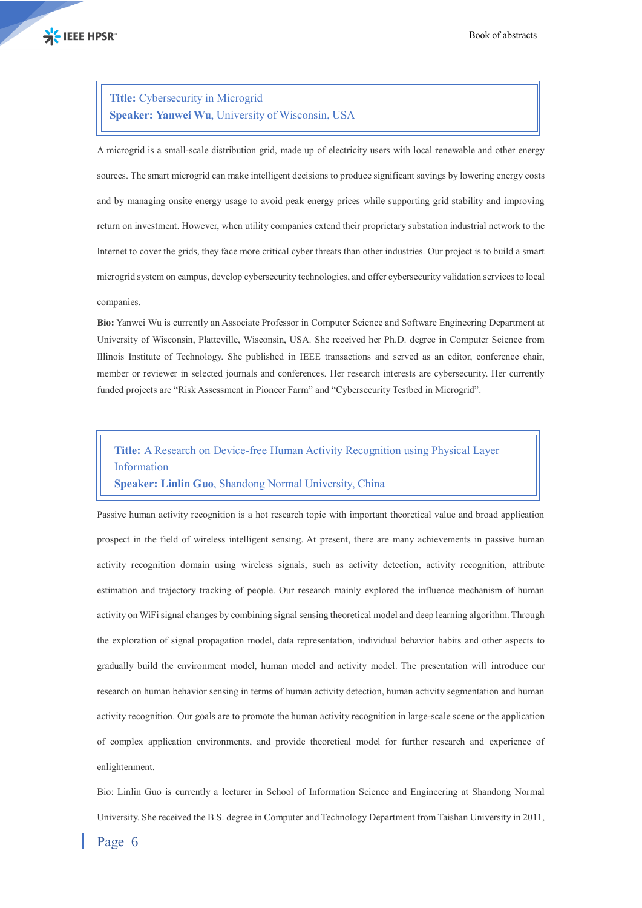**Title:** Cybersecurity in Microgrid
**Speaker: Yanwei Wu**, University of Wisconsin, USA

A microgrid is a small-scale distribution grid, made up of electricity users with local renewable and other energy sources. The smart microgrid can make intelligent decisions to produce significant savings by lowering energy costs and by managing onsite energy usage to avoid peak energy prices while supporting grid stability and improving return on investment. However, when utility companies extend their proprietary substation industrial network to the Internet to cover the grids, they face more critical cyber threats than other industries. Our project is to build a smart microgrid system on campus, develop cybersecurity technologies, and offer cybersecurity validation services to local companies.

**Bio:** Yanwei Wu is currently an Associate Professor in Computer Science and Software Engineering Department at University of Wisconsin, Platteville, Wisconsin, USA. She received her Ph.D. degree in Computer Science from Illinois Institute of Technology. She published in IEEE transactions and served as an editor, conference chair, member or reviewer in selected journals and conferences. Her research interests are cybersecurity. Her currently funded projects are "Risk Assessment in Pioneer Farm" and "Cybersecurity Testbed in Microgrid".

**Title:** A Research on Device-free Human Activity Recognition using Physical Layer Information
**Speaker: Linlin Guo**, Shandong Normal University, China

Passive human activity recognition is a hot research topic with important theoretical value and broad application prospect in the field of wireless intelligent sensing. At present, there are many achievements in passive human activity recognition domain using wireless signals, such as activity detection, activity recognition, attribute estimation and trajectory tracking of people. Our research mainly explored the influence mechanism of human activity on WiFi signal changes by combining signal sensing theoretical model and deep learning algorithm. Through the exploration of signal propagation model, data representation, individual behavior habits and other aspects to gradually build the environment model, human model and activity model. The presentation will introduce our research on human behavior sensing in terms of human activity detection, human activity segmentation and human activity recognition. Our goals are to promote the human activity recognition in large-scale scene or the application of complex application environments, and provide theoretical model for further research and experience of enlightenment.

Bio: Linlin Guo is currently a lecturer in School of Information Science and Engineering at Shandong Normal University. She received the B.S. degree in Computer and Technology Department from Taishan University in 2011,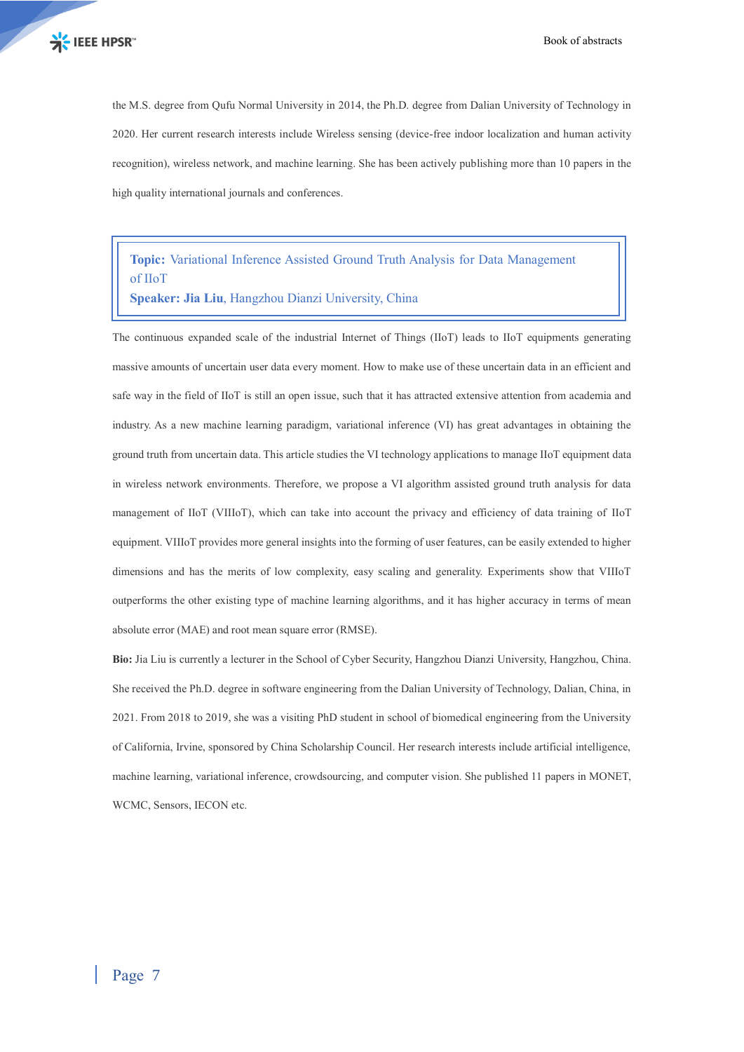the M.S. degree from Qufu Normal University in 2014, the Ph.D. degree from Dalian University of Technology in 2020. Her current research interests include Wireless sensing (device-free indoor localization and human activity recognition), wireless network, and machine learning. She has been actively publishing more than 10 papers in the high quality international journals and conferences.

**Topic:** Variational Inference Assisted Ground Truth Analysis for Data Management of IIoT
**Speaker: Jia Liu**, Hangzhou Dianzi University, China

The continuous expanded scale of the industrial Internet of Things (IIoT) leads to IIoT equipments generating massive amounts of uncertain user data every moment. How to make use of these uncertain data in an efficient and safe way in the field of IIoT is still an open issue, such that it has attracted extensive attention from academia and industry. As a new machine learning paradigm, variational inference (VI) has great advantages in obtaining the ground truth from uncertain data. This article studies the VI technology applications to manage IIoT equipment data in wireless network environments. Therefore, we propose a VI algorithm assisted ground truth analysis for data management of IIoT (VIIIoT), which can take into account the privacy and efficiency of data training of IIoT equipment. VIIIoT provides more general insights into the forming of user features, can be easily extended to higher dimensions and has the merits of low complexity, easy scaling and generality. Experiments show that VIIIoT outperforms the other existing type of machine learning algorithms, and it has higher accuracy in terms of mean absolute error (MAE) and root mean square error (RMSE).

**Bio:** Jia Liu is currently a lecturer in the School of Cyber Security, Hangzhou Dianzi University, Hangzhou, China. She received the Ph.D. degree in software engineering from the Dalian University of Technology, Dalian, China, in 2021. From 2018 to 2019, she was a visiting PhD student in school of biomedical engineering from the University of California, Irvine, sponsored by China Scholarship Council. Her research interests include artificial intelligence, machine learning, variational inference, crowdsourcing, and computer vision. She published 11 papers in MONET, WCMC, Sensors, IECON etc.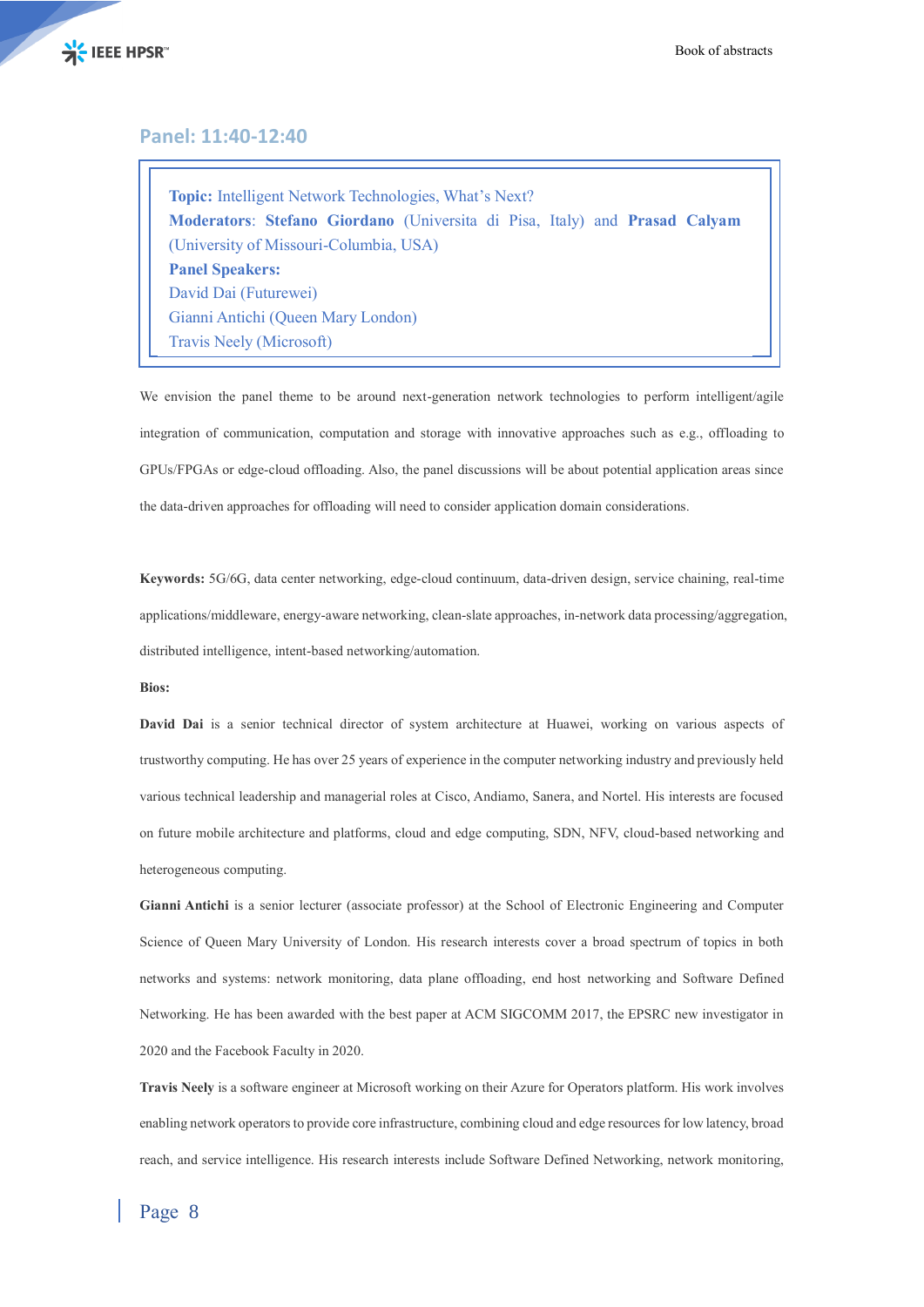## Panel: 11:40-12:40

**Topic:** Intelligent Network Technologies, What's Next?
**Moderators**: **Stefano Giordano** (Universita di Pisa, Italy) and **Prasad Calyam** (University of Missouri-Columbia, USA)
**Panel Speakers:**
David Dai (Futurewei)
Gianni Antichi (Queen Mary London)
Travis Neely (Microsoft)

We envision the panel theme to be around next-generation network technologies to perform intelligent/agile integration of communication, computation and storage with innovative approaches such as e.g., offloading to GPUs/FPGAs or edge-cloud offloading. Also, the panel discussions will be about potential application areas since the data-driven approaches for offloading will need to consider application domain considerations.

**Keywords:** 5G/6G, data center networking, edge-cloud continuum, data-driven design, service chaining, real-time applications/middleware, energy-aware networking, clean-slate approaches, in-network data processing/aggregation, distributed intelligence, intent-based networking/automation.

**Bios:**

**David Dai** is a senior technical director of system architecture at Huawei, working on various aspects of trustworthy computing. He has over 25 years of experience in the computer networking industry and previously held various technical leadership and managerial roles at Cisco, Andiamo, Sanera, and Nortel. His interests are focused on future mobile architecture and platforms, cloud and edge computing, SDN, NFV, cloud-based networking and heterogeneous computing.

**Gianni Antichi** is a senior lecturer (associate professor) at the School of Electronic Engineering and Computer Science of Queen Mary University of London. His research interests cover a broad spectrum of topics in both networks and systems: network monitoring, data plane offloading, end host networking and Software Defined Networking. He has been awarded with the best paper at ACM SIGCOMM 2017, the EPSRC new investigator in 2020 and the Facebook Faculty in 2020.

**Travis Neely** is a software engineer at Microsoft working on their Azure for Operators platform. His work involves enabling network operators to provide core infrastructure, combining cloud and edge resources for low latency, broad reach, and service intelligence. His research interests include Software Defined Networking, network monitoring,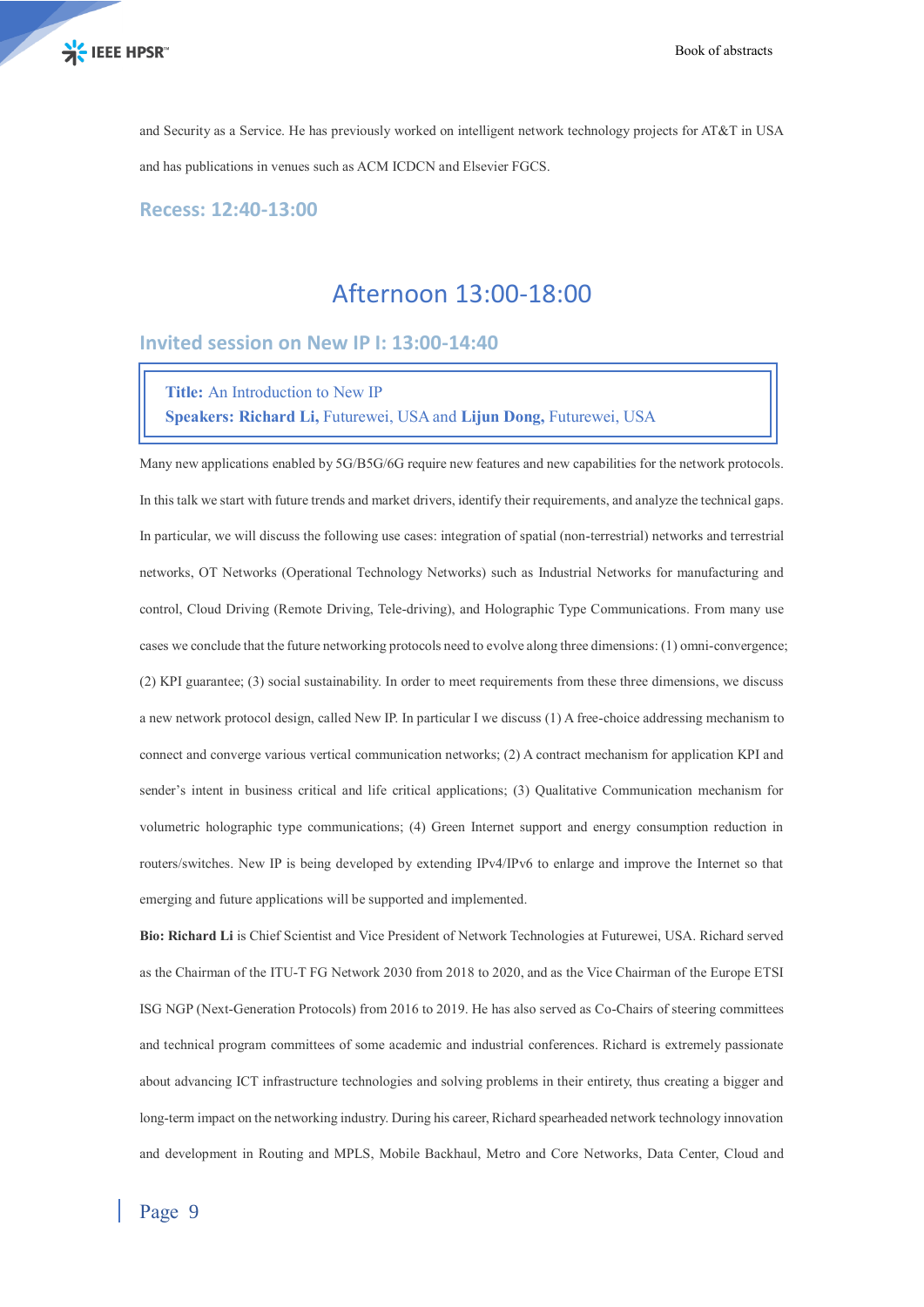and Security as a Service. He has previously worked on intelligent network technology projects for AT&T in USA and has publications in venues such as ACM ICDCN and Elsevier FGCS.

### Recess: 12:40-13:00

## Afternoon 13:00-18:00

### Invited session on New IP I: 13:00-14:40

**Title:** An Introduction to New IP
**Speakers: Richard Li,** Futurewei, USA and **Lijun Dong,** Futurewei, USA

Many new applications enabled by 5G/B5G/6G require new features and new capabilities for the network protocols. In this talk we start with future trends and market drivers, identify their requirements, and analyze the technical gaps. In particular, we will discuss the following use cases: integration of spatial (non-terrestrial) networks and terrestrial networks, OT Networks (Operational Technology Networks) such as Industrial Networks for manufacturing and control, Cloud Driving (Remote Driving, Tele-driving), and Holographic Type Communications. From many use cases we conclude that the future networking protocols need to evolve along three dimensions: (1) omni-convergence; (2) KPI guarantee; (3) social sustainability. In order to meet requirements from these three dimensions, we discuss a new network protocol design, called New IP. In particular I we discuss (1) A free-choice addressing mechanism to connect and converge various vertical communication networks; (2) A contract mechanism for application KPI and sender's intent in business critical and life critical applications; (3) Qualitative Communication mechanism for volumetric holographic type communications; (4) Green Internet support and energy consumption reduction in routers/switches. New IP is being developed by extending IPv4/IPv6 to enlarge and improve the Internet so that emerging and future applications will be supported and implemented.

**Bio: Richard Li** is Chief Scientist and Vice President of Network Technologies at Futurewei, USA. Richard served as the Chairman of the ITU-T FG Network 2030 from 2018 to 2020, and as the Vice Chairman of the Europe ETSI ISG NGP (Next-Generation Protocols) from 2016 to 2019. He has also served as Co-Chairs of steering committees and technical program committees of some academic and industrial conferences. Richard is extremely passionate about advancing ICT infrastructure technologies and solving problems in their entirety, thus creating a bigger and long-term impact on the networking industry. During his career, Richard spearheaded network technology innovation and development in Routing and MPLS, Mobile Backhaul, Metro and Core Networks, Data Center, Cloud and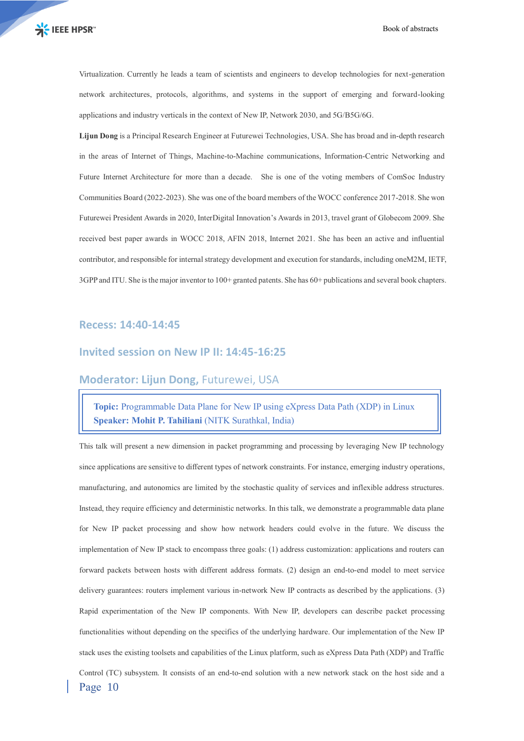Virtualization. Currently he leads a team of scientists and engineers to develop technologies for next-generation network architectures, protocols, algorithms, and systems in the support of emerging and forward-looking applications and industry verticals in the context of New IP, Network 2030, and 5G/B5G/6G.

**Lijun Dong** is a Principal Research Engineer at Futurewei Technologies, USA. She has broad and in-depth research in the areas of Internet of Things, Machine-to-Machine communications, Information-Centric Networking and Future Internet Architecture for more than a decade. She is one of the voting members of ComSoc Industry Communities Board (2022-2023). She was one of the board members of the WOCC conference 2017-2018. She won Futurewei President Awards in 2020, InterDigital Innovation's Awards in 2013, travel grant of Globecom 2009. She received best paper awards in WOCC 2018, AFIN 2018, Internet 2021. She has been an active and influential contributor, and responsible for internal strategy development and execution for standards, including oneM2M, IETF, 3GPP and ITU. She is the major inventor to 100+ granted patents. She has 60+ publications and several book chapters.

## Recess: 14:40-14:45

## Invited session on New IP II: 14:45-16:25

## Moderator: Lijun Dong, Futurewei, USA

**Topic:** Programmable Data Plane for New IP using eXpress Data Path (XDP) in Linux
**Speaker: Mohit P. Tahiliani** (NITK Surathkal, India)

This talk will present a new dimension in packet programming and processing by leveraging New IP technology since applications are sensitive to different types of network constraints. For instance, emerging industry operations, manufacturing, and autonomics are limited by the stochastic quality of services and inflexible address structures. Instead, they require efficiency and deterministic networks. In this talk, we demonstrate a programmable data plane for New IP packet processing and show how network headers could evolve in the future. We discuss the implementation of New IP stack to encompass three goals: (1) address customization: applications and routers can forward packets between hosts with different address formats. (2) design an end-to-end model to meet service delivery guarantees: routers implement various in-network New IP contracts as described by the applications. (3) Rapid experimentation of the New IP components. With New IP, developers can describe packet processing functionalities without depending on the specifics of the underlying hardware. Our implementation of the New IP stack uses the existing toolsets and capabilities of the Linux platform, such as eXpress Data Path (XDP) and Traffic Control (TC) subsystem. It consists of an end-to-end solution with a new network stack on the host side and a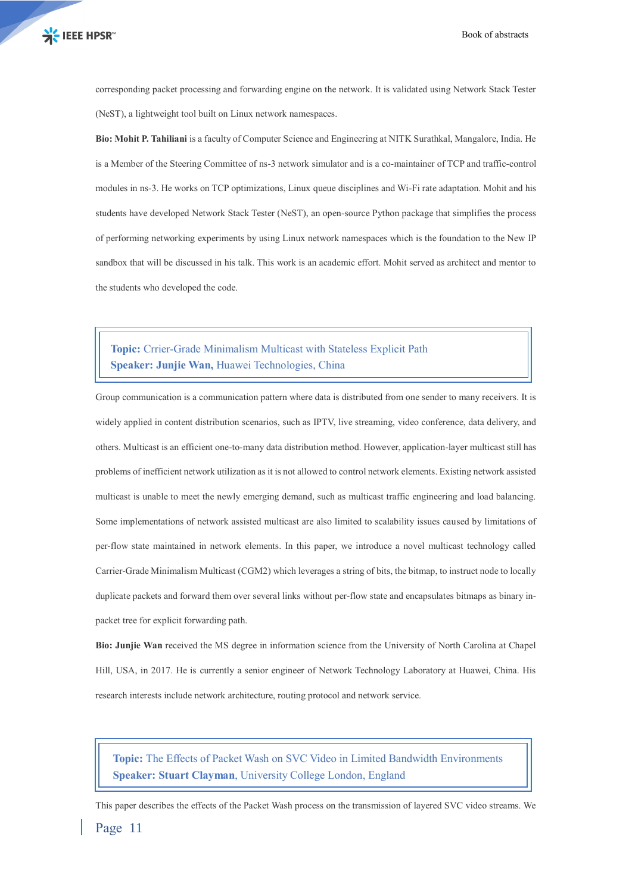corresponding packet processing and forwarding engine on the network. It is validated using Network Stack Tester (NeST), a lightweight tool built on Linux network namespaces.

**Bio: Mohit P. Tahiliani** is a faculty of Computer Science and Engineering at NITK Surathkal, Mangalore, India. He is a Member of the Steering Committee of ns-3 network simulator and is a co-maintainer of TCP and traffic-control modules in ns-3. He works on TCP optimizations, Linux queue disciplines and Wi-Fi rate adaptation. Mohit and his students have developed Network Stack Tester (NeST), an open-source Python package that simplifies the process of performing networking experiments by using Linux network namespaces which is the foundation to the New IP sandbox that will be discussed in his talk. This work is an academic effort. Mohit served as architect and mentor to the students who developed the code.

**Topic:** Crrier-Grade Minimalism Multicast with Stateless Explicit Path
**Speaker: Junjie Wan,** Huawei Technologies, China

Group communication is a communication pattern where data is distributed from one sender to many receivers. It is widely applied in content distribution scenarios, such as IPTV, live streaming, video conference, data delivery, and others. Multicast is an efficient one-to-many data distribution method. However, application-layer multicast still has problems of inefficient network utilization as it is not allowed to control network elements. Existing network assisted multicast is unable to meet the newly emerging demand, such as multicast traffic engineering and load balancing. Some implementations of network assisted multicast are also limited to scalability issues caused by limitations of per-flow state maintained in network elements. In this paper, we introduce a novel multicast technology called Carrier-Grade Minimalism Multicast (CGM2) which leverages a string of bits, the bitmap, to instruct node to locally duplicate packets and forward them over several links without per-flow state and encapsulates bitmaps as binary in-packet tree for explicit forwarding path.

**Bio: Junjie Wan** received the MS degree in information science from the University of North Carolina at Chapel Hill, USA, in 2017. He is currently a senior engineer of Network Technology Laboratory at Huawei, China. His research interests include network architecture, routing protocol and network service.

**Topic:** The Effects of Packet Wash on SVC Video in Limited Bandwidth Environments
**Speaker: Stuart Clayman**, University College London, England

This paper describes the effects of the Packet Wash process on the transmission of layered SVC video streams. We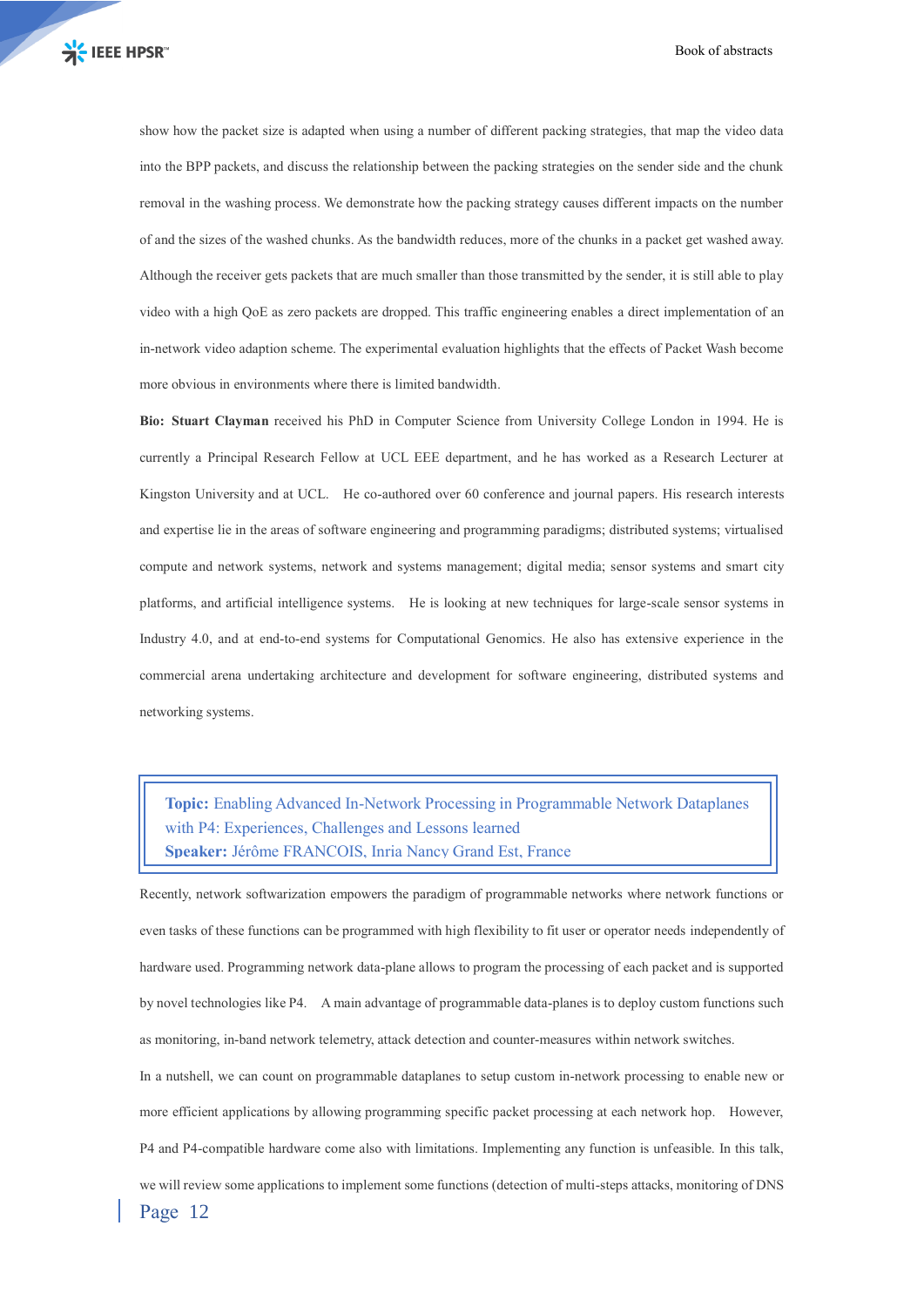show how the packet size is adapted when using a number of different packing strategies, that map the video data into the BPP packets, and discuss the relationship between the packing strategies on the sender side and the chunk removal in the washing process. We demonstrate how the packing strategy causes different impacts on the number of and the sizes of the washed chunks. As the bandwidth reduces, more of the chunks in a packet get washed away. Although the receiver gets packets that are much smaller than those transmitted by the sender, it is still able to play video with a high QoE as zero packets are dropped. This traffic engineering enables a direct implementation of an in-network video adaption scheme. The experimental evaluation highlights that the effects of Packet Wash become more obvious in environments where there is limited bandwidth.

**Bio: Stuart Clayman** received his PhD in Computer Science from University College London in 1994. He is currently a Principal Research Fellow at UCL EEE department, and he has worked as a Research Lecturer at Kingston University and at UCL. He co-authored over 60 conference and journal papers. His research interests and expertise lie in the areas of software engineering and programming paradigms; distributed systems; virtualised compute and network systems, network and systems management; digital media; sensor systems and smart city platforms, and artificial intelligence systems. He is looking at new techniques for large-scale sensor systems in Industry 4.0, and at end-to-end systems for Computational Genomics. He also has extensive experience in the commercial arena undertaking architecture and development for software engineering, distributed systems and networking systems.

**Topic:** Enabling Advanced In-Network Processing in Programmable Network Dataplanes with P4: Experiences, Challenges and Lessons learned
**Speaker:** Jérôme FRANCOIS, Inria Nancy Grand Est, France

Recently, network softwarization empowers the paradigm of programmable networks where network functions or even tasks of these functions can be programmed with high flexibility to fit user or operator needs independently of hardware used. Programming network data-plane allows to program the processing of each packet and is supported by novel technologies like P4. A main advantage of programmable data-planes is to deploy custom functions such as monitoring, in-band network telemetry, attack detection and counter-measures within network switches.

In a nutshell, we can count on programmable dataplanes to setup custom in-network processing to enable new or more efficient applications by allowing programming specific packet processing at each network hop. However, P4 and P4-compatible hardware come also with limitations. Implementing any function is unfeasible. In this talk, we will review some applications to implement some functions (detection of multi-steps attacks, monitoring of DNS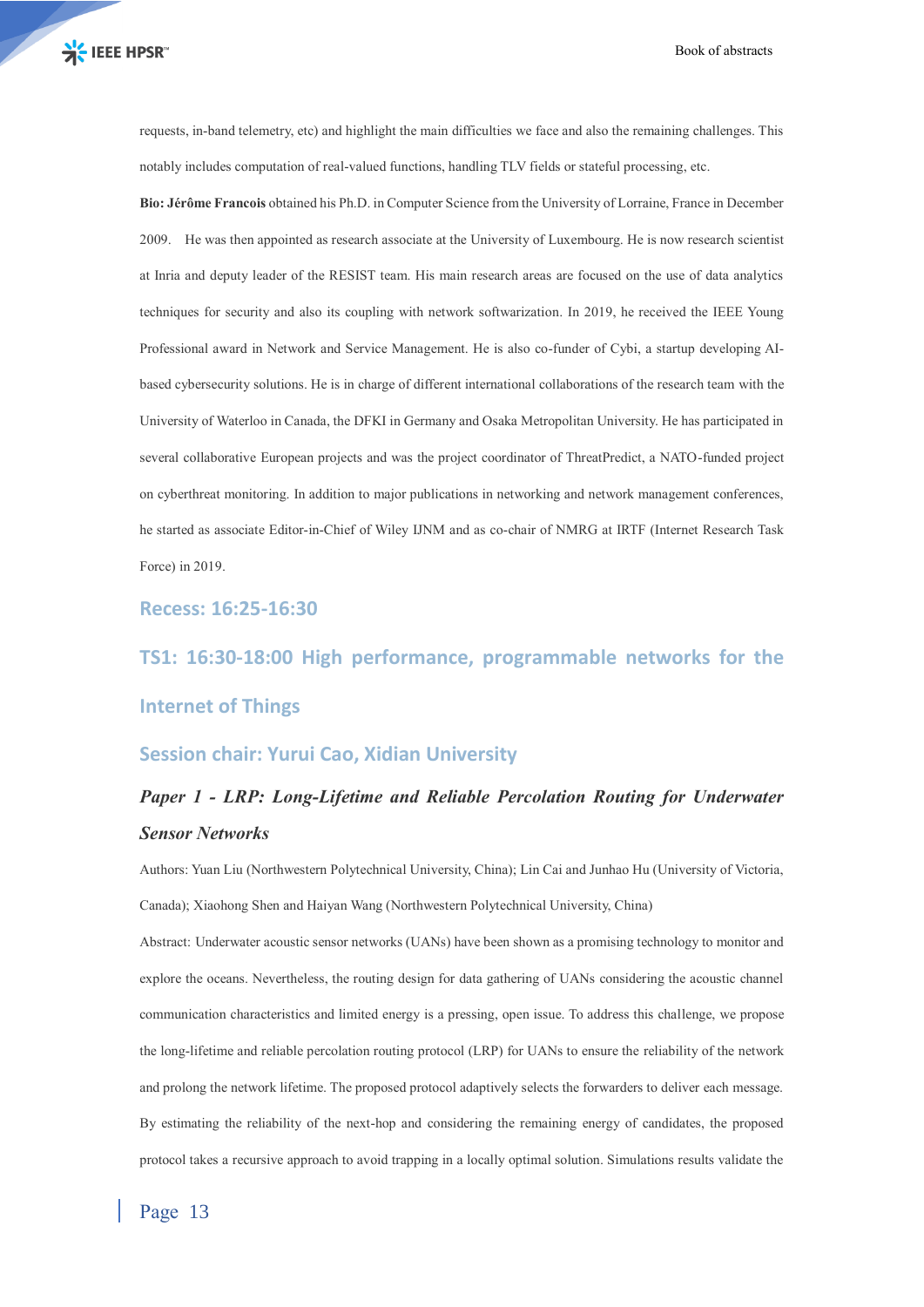requests, in-band telemetry, etc) and highlight the main difficulties we face and also the remaining challenges. This notably includes computation of real-valued functions, handling TLV fields or stateful processing, etc.

**Bio: Jérôme Francois** obtained his Ph.D. in Computer Science from the University of Lorraine, France in December 2009. He was then appointed as research associate at the University of Luxembourg. He is now research scientist at Inria and deputy leader of the RESIST team. His main research areas are focused on the use of data analytics techniques for security and also its coupling with network softwarization. In 2019, he received the IEEE Young Professional award in Network and Service Management. He is also co-funder of Cybi, a startup developing AI-based cybersecurity solutions. He is in charge of different international collaborations of the research team with the University of Waterloo in Canada, the DFKI in Germany and Osaka Metropolitan University. He has participated in several collaborative European projects and was the project coordinator of ThreatPredict, a NATO-funded project on cyberthreat monitoring. In addition to major publications in networking and network management conferences, he started as associate Editor-in-Chief of Wiley IJNM and as co-chair of NMRG at IRTF (Internet Research Task Force) in 2019.

## Recess: 16:25-16:30

## TS1: 16:30-18:00 High performance, programmable networks for the Internet of Things

## Session chair: Yurui Cao, Xidian University

### *Paper 1 - LRP: Long-Lifetime and Reliable Percolation Routing for Underwater Sensor Networks*

Authors: Yuan Liu (Northwestern Polytechnical University, China); Lin Cai and Junhao Hu (University of Victoria, Canada); Xiaohong Shen and Haiyan Wang (Northwestern Polytechnical University, China)

Abstract: Underwater acoustic sensor networks (UANs) have been shown as a promising technology to monitor and explore the oceans. Nevertheless, the routing design for data gathering of UANs considering the acoustic channel communication characteristics and limited energy is a pressing, open issue. To address this challenge, we propose the long-lifetime and reliable percolation routing protocol (LRP) for UANs to ensure the reliability of the network and prolong the network lifetime. The proposed protocol adaptively selects the forwarders to deliver each message. By estimating the reliability of the next-hop and considering the remaining energy of candidates, the proposed protocol takes a recursive approach to avoid trapping in a locally optimal solution. Simulations results validate the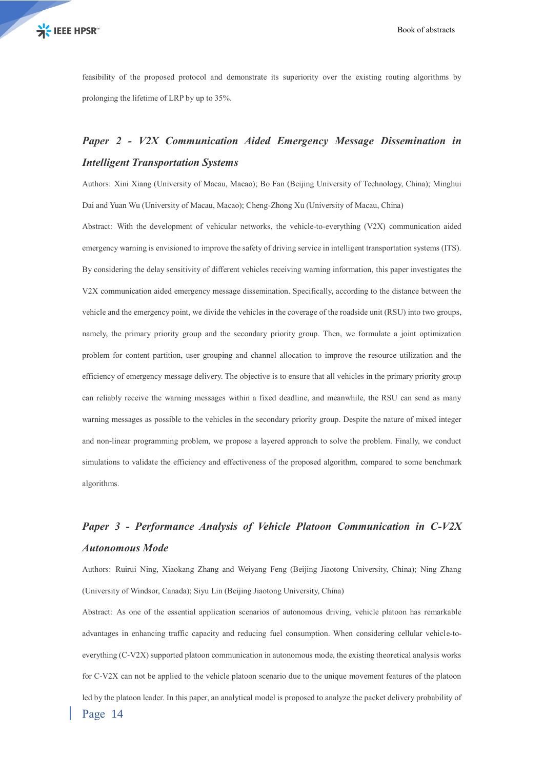feasibility of the proposed protocol and demonstrate its superiority over the existing routing algorithms by prolonging the lifetime of LRP by up to 35%.

### *Paper 2 - V2X Communication Aided Emergency Message Dissemination in Intelligent Transportation Systems*

Authors: Xini Xiang (University of Macau, Macao); Bo Fan (Beijing University of Technology, China); Minghui Dai and Yuan Wu (University of Macau, Macao); Cheng-Zhong Xu (University of Macau, China)

Abstract: With the development of vehicular networks, the vehicle-to-everything (V2X) communication aided emergency warning is envisioned to improve the safety of driving service in intelligent transportation systems (ITS). By considering the delay sensitivity of different vehicles receiving warning information, this paper investigates the V2X communication aided emergency message dissemination. Specifically, according to the distance between the vehicle and the emergency point, we divide the vehicles in the coverage of the roadside unit (RSU) into two groups, namely, the primary priority group and the secondary priority group. Then, we formulate a joint optimization problem for content partition, user grouping and channel allocation to improve the resource utilization and the efficiency of emergency message delivery. The objective is to ensure that all vehicles in the primary priority group can reliably receive the warning messages within a fixed deadline, and meanwhile, the RSU can send as many warning messages as possible to the vehicles in the secondary priority group. Despite the nature of mixed integer and non-linear programming problem, we propose a layered approach to solve the problem. Finally, we conduct simulations to validate the efficiency and effectiveness of the proposed algorithm, compared to some benchmark algorithms.

### *Paper 3 - Performance Analysis of Vehicle Platoon Communication in C-V2X Autonomous Mode*

Authors: Ruirui Ning, Xiaokang Zhang and Weiyang Feng (Beijing Jiaotong University, China); Ning Zhang (University of Windsor, Canada); Siyu Lin (Beijing Jiaotong University, China)

Abstract: As one of the essential application scenarios of autonomous driving, vehicle platoon has remarkable advantages in enhancing traffic capacity and reducing fuel consumption. When considering cellular vehicle-to-everything (C-V2X) supported platoon communication in autonomous mode, the existing theoretical analysis works for C-V2X can not be applied to the vehicle platoon scenario due to the unique movement features of the platoon led by the platoon leader. In this paper, an analytical model is proposed to analyze the packet delivery probability of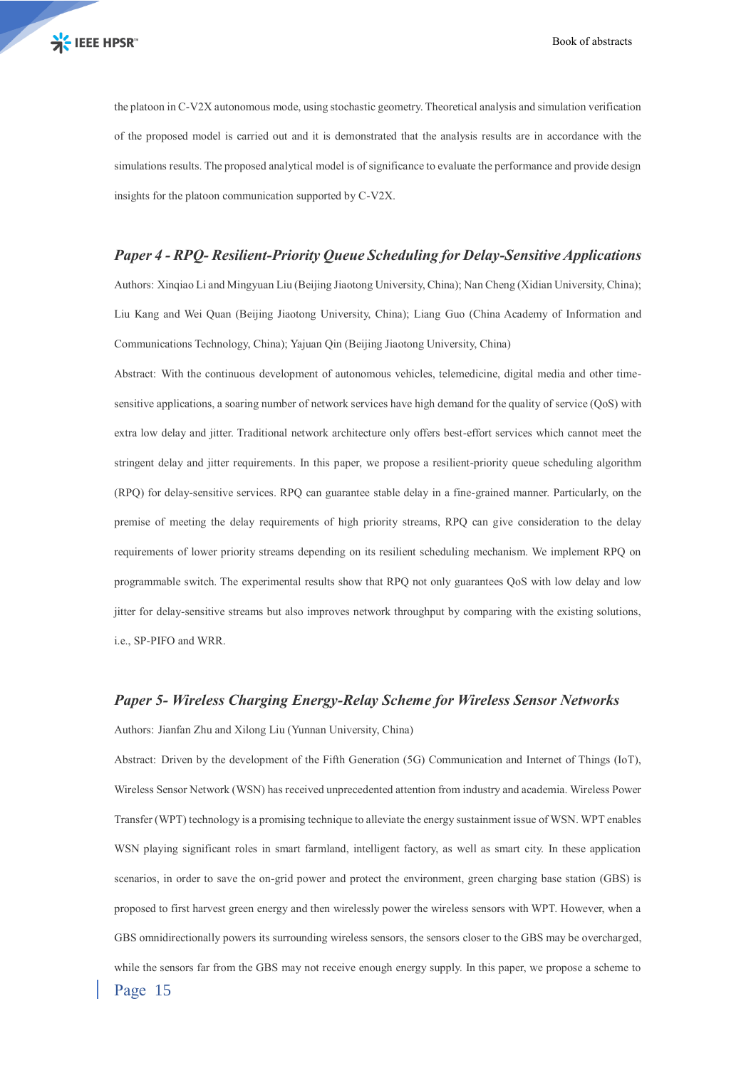the platoon in C-V2X autonomous mode, using stochastic geometry. Theoretical analysis and simulation verification of the proposed model is carried out and it is demonstrated that the analysis results are in accordance with the simulations results. The proposed analytical model is of significance to evaluate the performance and provide design insights for the platoon communication supported by C-V2X.

### *Paper 4 - RPQ- Resilient-Priority Queue Scheduling for Delay-Sensitive Applications*

Authors: Xinqiao Li and Mingyuan Liu (Beijing Jiaotong University, China); Nan Cheng (Xidian University, China); Liu Kang and Wei Quan (Beijing Jiaotong University, China); Liang Guo (China Academy of Information and Communications Technology, China); Yajuan Qin (Beijing Jiaotong University, China)

Abstract: With the continuous development of autonomous vehicles, telemedicine, digital media and other time-sensitive applications, a soaring number of network services have high demand for the quality of service (QoS) with extra low delay and jitter. Traditional network architecture only offers best-effort services which cannot meet the stringent delay and jitter requirements. In this paper, we propose a resilient-priority queue scheduling algorithm (RPQ) for delay-sensitive services. RPQ can guarantee stable delay in a fine-grained manner. Particularly, on the premise of meeting the delay requirements of high priority streams, RPQ can give consideration to the delay requirements of lower priority streams depending on its resilient scheduling mechanism. We implement RPQ on programmable switch. The experimental results show that RPQ not only guarantees QoS with low delay and low jitter for delay-sensitive streams but also improves network throughput by comparing with the existing solutions, i.e., SP-PIFO and WRR.

### *Paper 5- Wireless Charging Energy-Relay Scheme for Wireless Sensor Networks*

Authors: Jianfan Zhu and Xilong Liu (Yunnan University, China)

Abstract: Driven by the development of the Fifth Generation (5G) Communication and Internet of Things (IoT), Wireless Sensor Network (WSN) has received unprecedented attention from industry and academia. Wireless Power Transfer (WPT) technology is a promising technique to alleviate the energy sustainment issue of WSN. WPT enables WSN playing significant roles in smart farmland, intelligent factory, as well as smart city. In these application scenarios, in order to save the on-grid power and protect the environment, green charging base station (GBS) is proposed to first harvest green energy and then wirelessly power the wireless sensors with WPT. However, when a GBS omnidirectionally powers its surrounding wireless sensors, the sensors closer to the GBS may be overcharged, while the sensors far from the GBS may not receive enough energy supply. In this paper, we propose a scheme to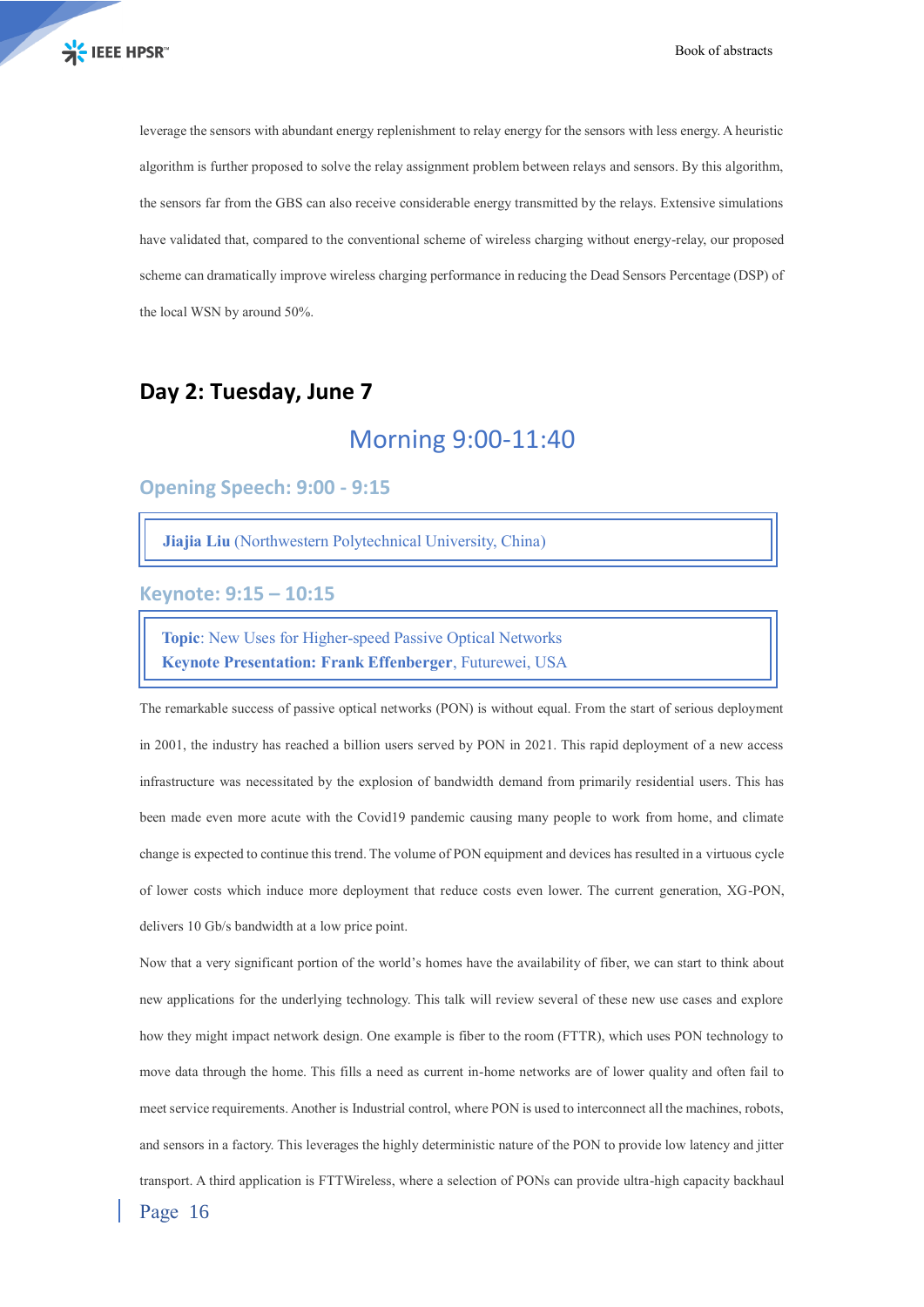leverage the sensors with abundant energy replenishment to relay energy for the sensors with less energy. A heuristic algorithm is further proposed to solve the relay assignment problem between relays and sensors. By this algorithm, the sensors far from the GBS can also receive considerable energy transmitted by the relays. Extensive simulations have validated that, compared to the conventional scheme of wireless charging without energy-relay, our proposed scheme can dramatically improve wireless charging performance in reducing the Dead Sensors Percentage (DSP) of the local WSN by around 50%.

## Day 2: Tuesday, June 7

### Morning 9:00-11:40

#### Opening Speech: 9:00 - 9:15

**Jiajia Liu** (Northwestern Polytechnical University, China)

#### Keynote: 9:15 – 10:15

**Topic**: New Uses for Higher-speed Passive Optical Networks
**Keynote Presentation: Frank Effenberger**, Futurewei, USA

The remarkable success of passive optical networks (PON) is without equal. From the start of serious deployment in 2001, the industry has reached a billion users served by PON in 2021. This rapid deployment of a new access infrastructure was necessitated by the explosion of bandwidth demand from primarily residential users. This has been made even more acute with the Covid19 pandemic causing many people to work from home, and climate change is expected to continue this trend. The volume of PON equipment and devices has resulted in a virtuous cycle of lower costs which induce more deployment that reduce costs even lower. The current generation, XG-PON, delivers 10 Gb/s bandwidth at a low price point.

Now that a very significant portion of the world's homes have the availability of fiber, we can start to think about new applications for the underlying technology. This talk will review several of these new use cases and explore how they might impact network design. One example is fiber to the room (FTTR), which uses PON technology to move data through the home. This fills a need as current in-home networks are of lower quality and often fail to meet service requirements. Another is Industrial control, where PON is used to interconnect all the machines, robots, and sensors in a factory. This leverages the highly deterministic nature of the PON to provide low latency and jitter transport. A third application is FTTWireless, where a selection of PONs can provide ultra-high capacity backhaul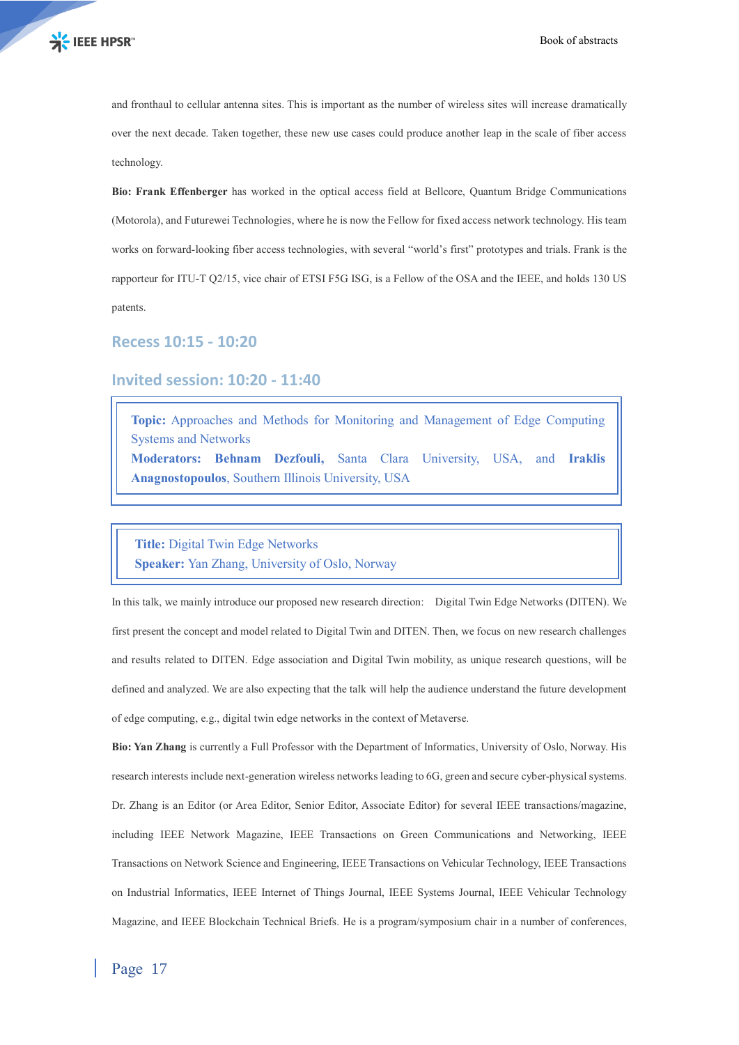and fronthaul to cellular antenna sites. This is important as the number of wireless sites will increase dramatically over the next decade. Taken together, these new use cases could produce another leap in the scale of fiber access technology.

**Bio: Frank Effenberger** has worked in the optical access field at Bellcore, Quantum Bridge Communications (Motorola), and Futurewei Technologies, where he is now the Fellow for fixed access network technology. His team works on forward-looking fiber access technologies, with several "world's first" prototypes and trials. Frank is the rapporteur for ITU-T Q2/15, vice chair of ETSI F5G ISG, is a Fellow of the OSA and the IEEE, and holds 130 US patents.

## Recess 10:15 - 10:20

## Invited session: 10:20 - 11:40

**Topic:** Approaches and Methods for Monitoring and Management of Edge Computing Systems and Networks
**Moderators: Behnam Dezfouli,** Santa Clara University, USA, and **Iraklis Anagnostopoulos**, Southern Illinois University, USA

**Title:** Digital Twin Edge Networks
**Speaker:** Yan Zhang, University of Oslo, Norway

In this talk, we mainly introduce our proposed new research direction: Digital Twin Edge Networks (DITEN). We first present the concept and model related to Digital Twin and DITEN. Then, we focus on new research challenges and results related to DITEN. Edge association and Digital Twin mobility, as unique research questions, will be defined and analyzed. We are also expecting that the talk will help the audience understand the future development of edge computing, e.g., digital twin edge networks in the context of Metaverse.

**Bio: Yan Zhang** is currently a Full Professor with the Department of Informatics, University of Oslo, Norway. His research interests include next-generation wireless networks leading to 6G, green and secure cyber-physical systems. Dr. Zhang is an Editor (or Area Editor, Senior Editor, Associate Editor) for several IEEE transactions/magazine, including IEEE Network Magazine, IEEE Transactions on Green Communications and Networking, IEEE Transactions on Network Science and Engineering, IEEE Transactions on Vehicular Technology, IEEE Transactions on Industrial Informatics, IEEE Internet of Things Journal, IEEE Systems Journal, IEEE Vehicular Technology Magazine, and IEEE Blockchain Technical Briefs. He is a program/symposium chair in a number of conferences,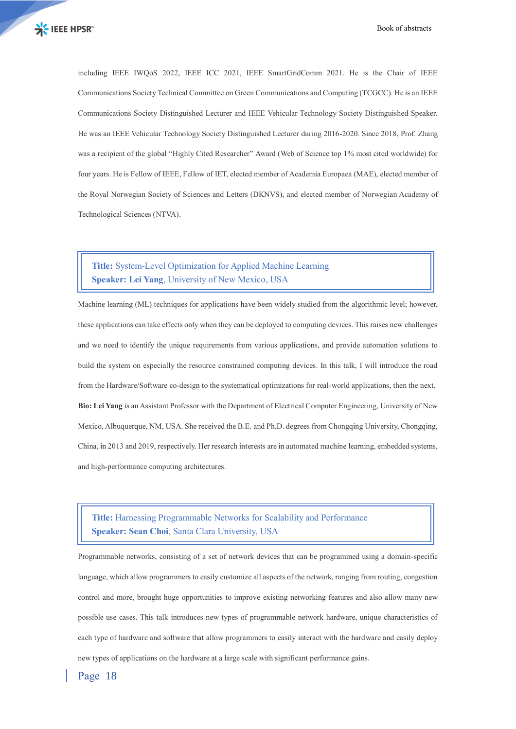including IEEE IWQoS 2022, IEEE ICC 2021, IEEE SmartGridComm 2021. He is the Chair of IEEE Communications Society Technical Committee on Green Communications and Computing (TCGCC). He is an IEEE Communications Society Distinguished Lecturer and IEEE Vehicular Technology Society Distinguished Speaker. He was an IEEE Vehicular Technology Society Distinguished Lecturer during 2016-2020. Since 2018, Prof. Zhang was a recipient of the global "Highly Cited Researcher" Award (Web of Science top 1% most cited worldwide) for four years. He is Fellow of IEEE, Fellow of IET, elected member of Academia Europaea (MAE), elected member of the Royal Norwegian Society of Sciences and Letters (DKNVS), and elected member of Norwegian Academy of Technological Sciences (NTVA).

**Title:** System-Level Optimization for Applied Machine Learning
**Speaker: Lei Yang**, University of New Mexico, USA

Machine learning (ML) techniques for applications have been widely studied from the algorithmic level; however, these applications can take effects only when they can be deployed to computing devices. This raises new challenges and we need to identify the unique requirements from various applications, and provide automation solutions to build the system on especially the resource constrained computing devices. In this talk, I will introduce the road from the Hardware/Software co-design to the systematical optimizations for real-world applications, then the next.

**Bio: Lei Yang** is an Assistant Professor with the Department of Electrical Computer Engineering, University of New Mexico, Albuquerque, NM, USA. She received the B.E. and Ph.D. degrees from Chongqing University, Chongqing, China, in 2013 and 2019, respectively. Her research interests are in automated machine learning, embedded systems, and high-performance computing architectures.

**Title:** Harnessing Programmable Networks for Scalability and Performance
**Speaker: Sean Choi**, Santa Clara University, USA

Programmable networks, consisting of a set of network devices that can be programmed using a domain-specific language, which allow programmers to easily customize all aspects of the network, ranging from routing, congestion control and more, brought huge opportunities to improve existing networking features and also allow many new possible use cases. This talk introduces new types of programmable network hardware, unique characteristics of each type of hardware and software that allow programmers to easily interact with the hardware and easily deploy new types of applications on the hardware at a large scale with significant performance gains.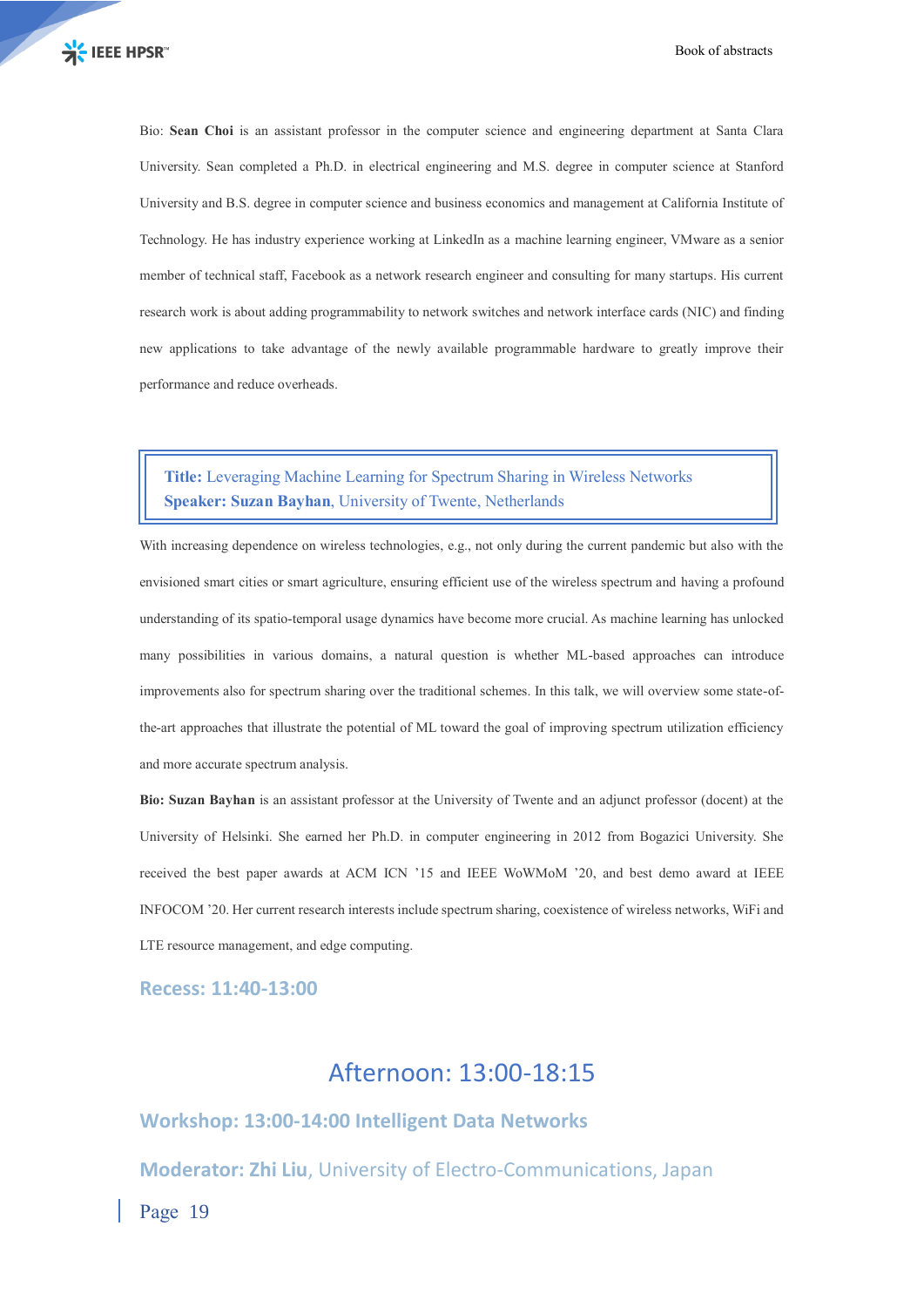Bio: **Sean Choi** is an assistant professor in the computer science and engineering department at Santa Clara University. Sean completed a Ph.D. in electrical engineering and M.S. degree in computer science at Stanford University and B.S. degree in computer science and business economics and management at California Institute of Technology. He has industry experience working at LinkedIn as a machine learning engineer, VMware as a senior member of technical staff, Facebook as a network research engineer and consulting for many startups. His current research work is about adding programmability to network switches and network interface cards (NIC) and finding new applications to take advantage of the newly available programmable hardware to greatly improve their performance and reduce overheads.

**Title:** Leveraging Machine Learning for Spectrum Sharing in Wireless Networks
**Speaker: Suzan Bayhan**, University of Twente, Netherlands

With increasing dependence on wireless technologies, e.g., not only during the current pandemic but also with the envisioned smart cities or smart agriculture, ensuring efficient use of the wireless spectrum and having a profound understanding of its spatio-temporal usage dynamics have become more crucial. As machine learning has unlocked many possibilities in various domains, a natural question is whether ML-based approaches can introduce improvements also for spectrum sharing over the traditional schemes. In this talk, we will overview some state-of-the-art approaches that illustrate the potential of ML toward the goal of improving spectrum utilization efficiency and more accurate spectrum analysis.

**Bio: Suzan Bayhan** is an assistant professor at the University of Twente and an adjunct professor (docent) at the University of Helsinki. She earned her Ph.D. in computer engineering in 2012 from Bogazici University. She received the best paper awards at ACM ICN '15 and IEEE WoWMoM '20, and best demo award at IEEE INFOCOM '20. Her current research interests include spectrum sharing, coexistence of wireless networks, WiFi and LTE resource management, and edge computing.

### Recess: 11:40-13:00

## Afternoon: 13:00-18:15

### Workshop: 13:00-14:00 Intelligent Data Networks

### **Moderator: Zhi Liu**, University of Electro-Communications, Japan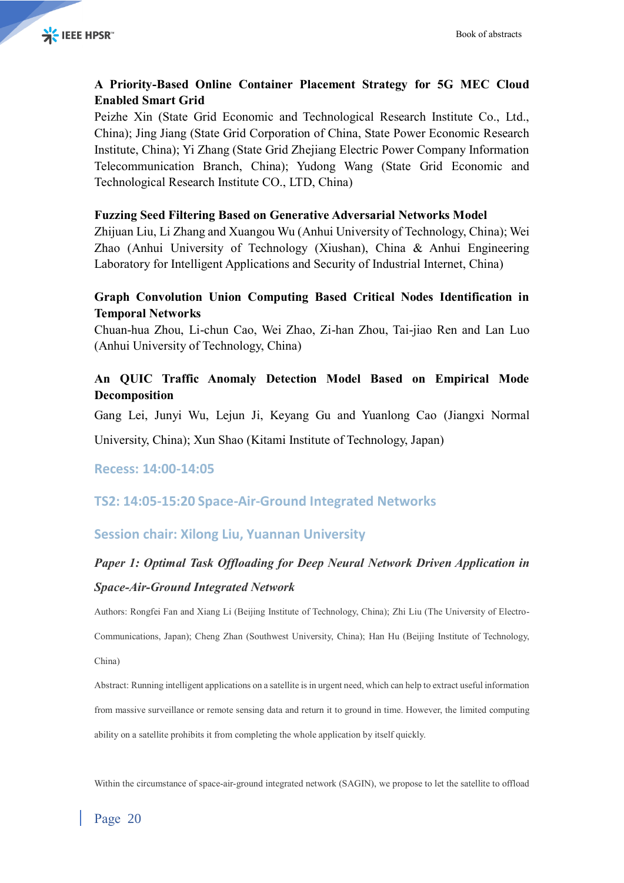**A Priority-Based Online Container Placement Strategy for 5G MEC Cloud Enabled Smart Grid**

Peizhe Xin (State Grid Economic and Technological Research Institute Co., Ltd., China); Jing Jiang (State Grid Corporation of China, State Power Economic Research Institute, China); Yi Zhang (State Grid Zhejiang Electric Power Company Information Telecommunication Branch, China); Yudong Wang (State Grid Economic and Technological Research Institute CO., LTD, China)

**Fuzzing Seed Filtering Based on Generative Adversarial Networks Model**

Zhijuan Liu, Li Zhang and Xuangou Wu (Anhui University of Technology, China); Wei Zhao (Anhui University of Technology (Xiushan), China & Anhui Engineering Laboratory for Intelligent Applications and Security of Industrial Internet, China)

**Graph Convolution Union Computing Based Critical Nodes Identification in Temporal Networks**

Chuan-hua Zhou, Li-chun Cao, Wei Zhao, Zi-han Zhou, Tai-jiao Ren and Lan Luo (Anhui University of Technology, China)

**An QUIC Traffic Anomaly Detection Model Based on Empirical Mode Decomposition**

Gang Lei, Junyi Wu, Lejun Ji, Keyang Gu and Yuanlong Cao (Jiangxi Normal University, China); Xun Shao (Kitami Institute of Technology, Japan)

## Recess: 14:00-14:05

## TS2: 14:05-15:20 Space-Air-Ground Integrated Networks

### Session chair: Xilong Liu, Yuannan University

***Paper 1: Optimal Task Offloading for Deep Neural Network Driven Application in Space-Air-Ground Integrated Network***

Authors: Rongfei Fan and Xiang Li (Beijing Institute of Technology, China); Zhi Liu (The University of Electro-Communications, Japan); Cheng Zhan (Southwest University, China); Han Hu (Beijing Institute of Technology, China)

Abstract: Running intelligent applications on a satellite is in urgent need, which can help to extract useful information from massive surveillance or remote sensing data and return it to ground in time. However, the limited computing ability on a satellite prohibits it from completing the whole application by itself quickly.

Within the circumstance of space-air-ground integrated network (SAGIN), we propose to let the satellite to offload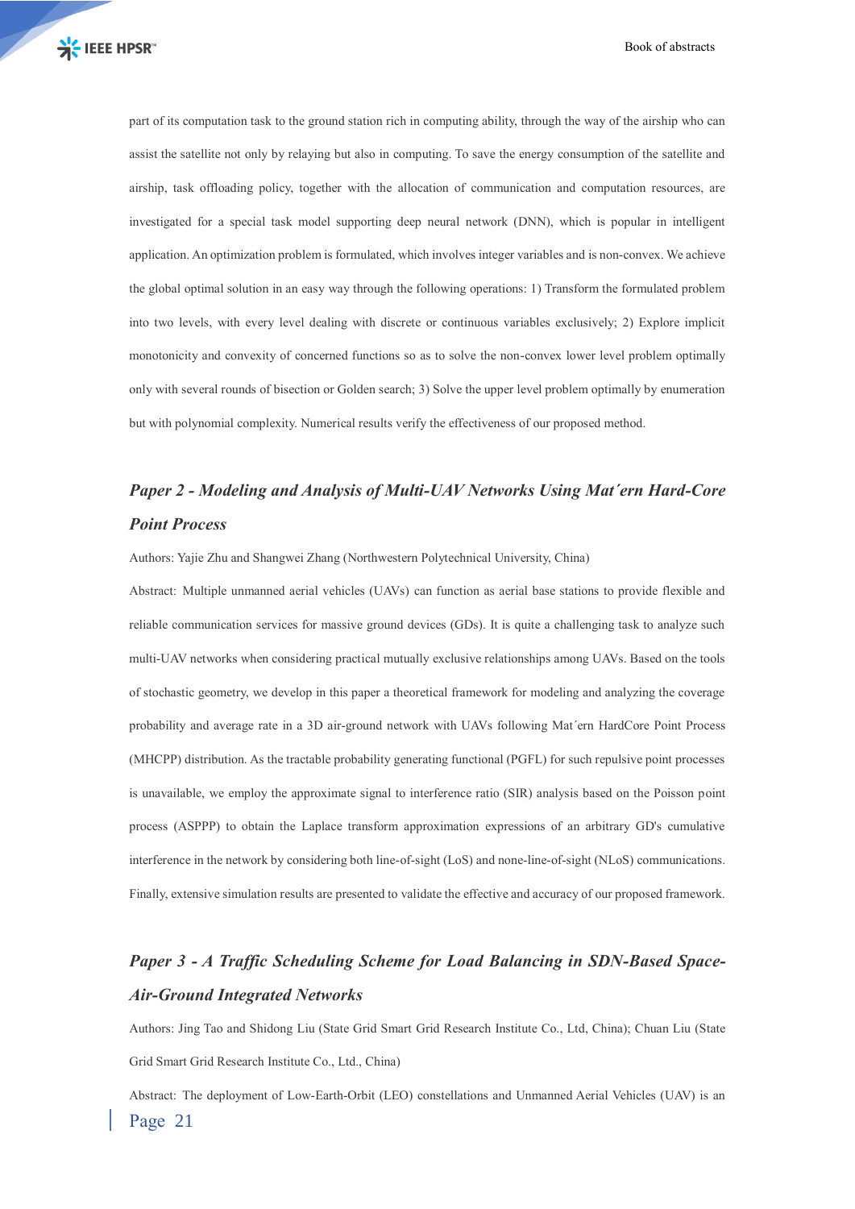part of its computation task to the ground station rich in computing ability, through the way of the airship who can assist the satellite not only by relaying but also in computing. To save the energy consumption of the satellite and airship, task offloading policy, together with the allocation of communication and computation resources, are investigated for a special task model supporting deep neural network (DNN), which is popular in intelligent application. An optimization problem is formulated, which involves integer variables and is non-convex. We achieve the global optimal solution in an easy way through the following operations: 1) Transform the formulated problem into two levels, with every level dealing with discrete or continuous variables exclusively; 2) Explore implicit monotonicity and convexity of concerned functions so as to solve the non-convex lower level problem optimally only with several rounds of bisection or Golden search; 3) Solve the upper level problem optimally by enumeration but with polynomial complexity. Numerical results verify the effectiveness of our proposed method.

### *Paper 2 - Modeling and Analysis of Multi-UAV Networks Using Mat´ern Hard-Core Point Process*

Authors: Yajie Zhu and Shangwei Zhang (Northwestern Polytechnical University, China)

Abstract: Multiple unmanned aerial vehicles (UAVs) can function as aerial base stations to provide flexible and reliable communication services for massive ground devices (GDs). It is quite a challenging task to analyze such multi-UAV networks when considering practical mutually exclusive relationships among UAVs. Based on the tools of stochastic geometry, we develop in this paper a theoretical framework for modeling and analyzing the coverage probability and average rate in a 3D air-ground network with UAVs following Mat´ern HardCore Point Process (MHCPP) distribution. As the tractable probability generating functional (PGFL) for such repulsive point processes is unavailable, we employ the approximate signal to interference ratio (SIR) analysis based on the Poisson point process (ASPPP) to obtain the Laplace transform approximation expressions of an arbitrary GD's cumulative interference in the network by considering both line-of-sight (LoS) and none-line-of-sight (NLoS) communications. Finally, extensive simulation results are presented to validate the effective and accuracy of our proposed framework.

### *Paper 3 - A Traffic Scheduling Scheme for Load Balancing in SDN-Based Space-Air-Ground Integrated Networks*

Authors: Jing Tao and Shidong Liu (State Grid Smart Grid Research Institute Co., Ltd, China); Chuan Liu (State Grid Smart Grid Research Institute Co., Ltd., China)

Abstract: The deployment of Low-Earth-Orbit (LEO) constellations and Unmanned Aerial Vehicles (UAV) is an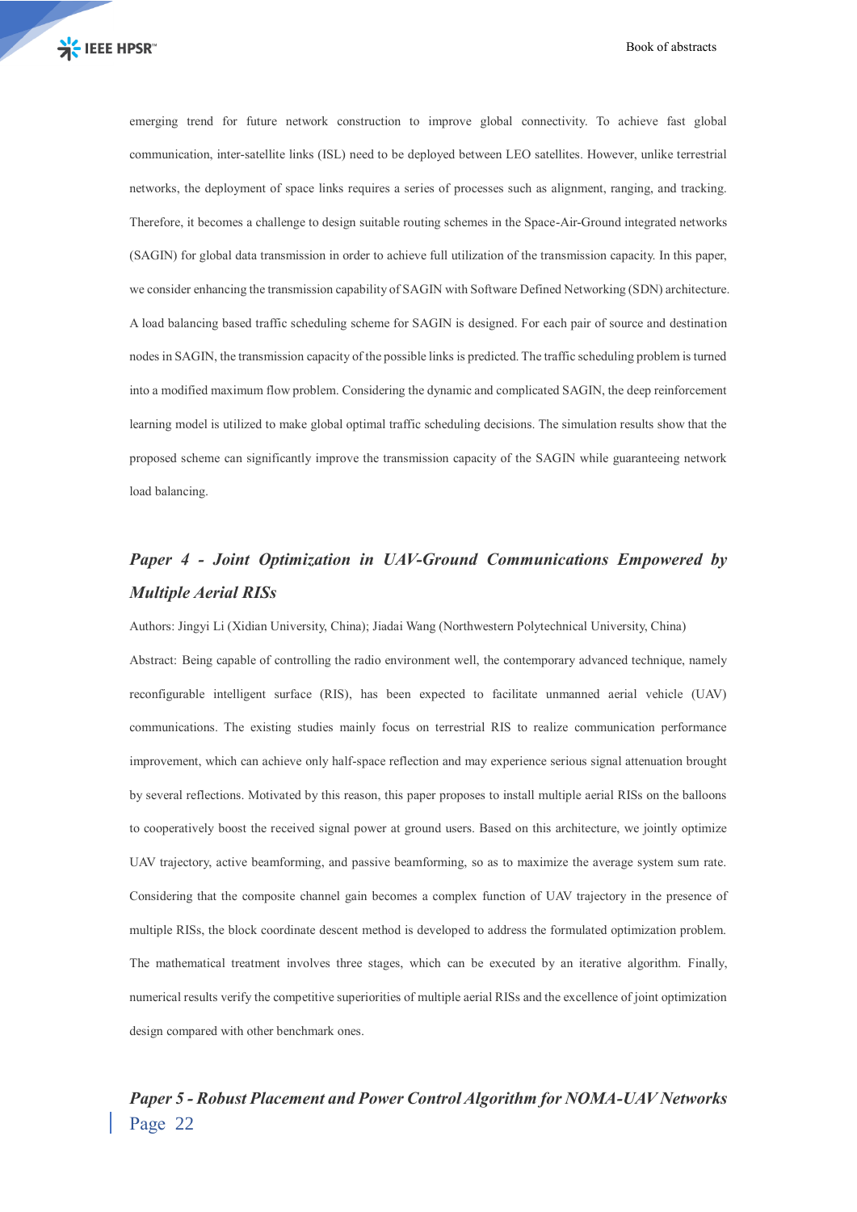emerging trend for future network construction to improve global connectivity. To achieve fast global communication, inter-satellite links (ISL) need to be deployed between LEO satellites. However, unlike terrestrial networks, the deployment of space links requires a series of processes such as alignment, ranging, and tracking. Therefore, it becomes a challenge to design suitable routing schemes in the Space-Air-Ground integrated networks (SAGIN) for global data transmission in order to achieve full utilization of the transmission capacity. In this paper, we consider enhancing the transmission capability of SAGIN with Software Defined Networking (SDN) architecture. A load balancing based traffic scheduling scheme for SAGIN is designed. For each pair of source and destination nodes in SAGIN, the transmission capacity of the possible links is predicted. The traffic scheduling problem is turned into a modified maximum flow problem. Considering the dynamic and complicated SAGIN, the deep reinforcement learning model is utilized to make global optimal traffic scheduling decisions. The simulation results show that the proposed scheme can significantly improve the transmission capacity of the SAGIN while guaranteeing network load balancing.

## *Paper 4 - Joint Optimization in UAV-Ground Communications Empowered by Multiple Aerial RISs*

Authors: Jingyi Li (Xidian University, China); Jiadai Wang (Northwestern Polytechnical University, China)

Abstract: Being capable of controlling the radio environment well, the contemporary advanced technique, namely reconfigurable intelligent surface (RIS), has been expected to facilitate unmanned aerial vehicle (UAV) communications. The existing studies mainly focus on terrestrial RIS to realize communication performance improvement, which can achieve only half-space reflection and may experience serious signal attenuation brought by several reflections. Motivated by this reason, this paper proposes to install multiple aerial RISs on the balloons to cooperatively boost the received signal power at ground users. Based on this architecture, we jointly optimize UAV trajectory, active beamforming, and passive beamforming, so as to maximize the average system sum rate. Considering that the composite channel gain becomes a complex function of UAV trajectory in the presence of multiple RISs, the block coordinate descent method is developed to address the formulated optimization problem. The mathematical treatment involves three stages, which can be executed by an iterative algorithm. Finally, numerical results verify the competitive superiorities of multiple aerial RISs and the excellence of joint optimization design compared with other benchmark ones.

## *Paper 5 - Robust Placement and Power Control Algorithm for NOMA-UAV Networks*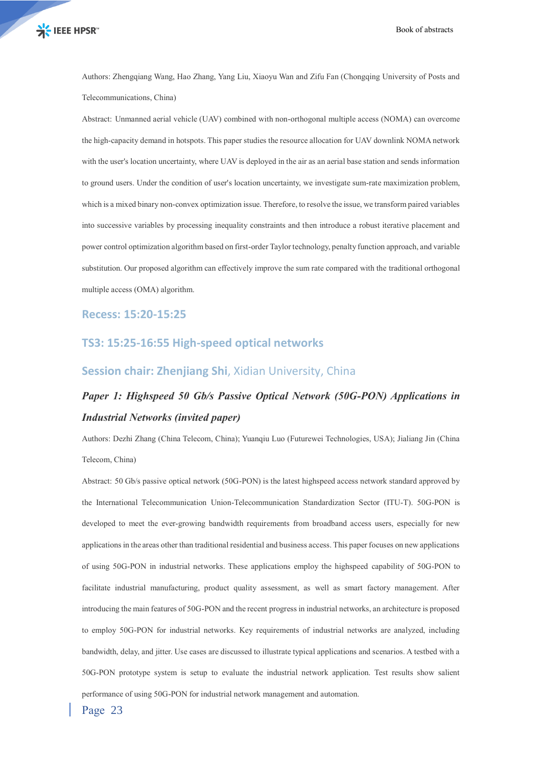Authors: Zhengqiang Wang, Hao Zhang, Yang Liu, Xiaoyu Wan and Zifu Fan (Chongqing University of Posts and Telecommunications, China)

Abstract: Unmanned aerial vehicle (UAV) combined with non-orthogonal multiple access (NOMA) can overcome the high-capacity demand in hotspots. This paper studies the resource allocation for UAV downlink NOMA network with the user's location uncertainty, where UAV is deployed in the air as an aerial base station and sends information to ground users. Under the condition of user's location uncertainty, we investigate sum-rate maximization problem, which is a mixed binary non-convex optimization issue. Therefore, to resolve the issue, we transform paired variables into successive variables by processing inequality constraints and then introduce a robust iterative placement and power control optimization algorithm based on first-order Taylor technology, penalty function approach, and variable substitution. Our proposed algorithm can effectively improve the sum rate compared with the traditional orthogonal multiple access (OMA) algorithm.

## Recess: 15:20-15:25

## TS3: 15:25-16:55 High-speed optical networks

## Session chair: Zhenjiang Shi, Xidian University, China

### *Paper 1: Highspeed 50 Gb/s Passive Optical Network (50G-PON) Applications in Industrial Networks (invited paper)*

Authors: Dezhi Zhang (China Telecom, China); Yuanqiu Luo (Futurewei Technologies, USA); Jialiang Jin (China Telecom, China)

Abstract: 50 Gb/s passive optical network (50G-PON) is the latest highspeed access network standard approved by the International Telecommunication Union-Telecommunication Standardization Sector (ITU-T). 50G-PON is developed to meet the ever-growing bandwidth requirements from broadband access users, especially for new applications in the areas other than traditional residential and business access. This paper focuses on new applications of using 50G-PON in industrial networks. These applications employ the highspeed capability of 50G-PON to facilitate industrial manufacturing, product quality assessment, as well as smart factory management. After introducing the main features of 50G-PON and the recent progress in industrial networks, an architecture is proposed to employ 50G-PON for industrial networks. Key requirements of industrial networks are analyzed, including bandwidth, delay, and jitter. Use cases are discussed to illustrate typical applications and scenarios. A testbed with a 50G-PON prototype system is setup to evaluate the industrial network application. Test results show salient performance of using 50G-PON for industrial network management and automation.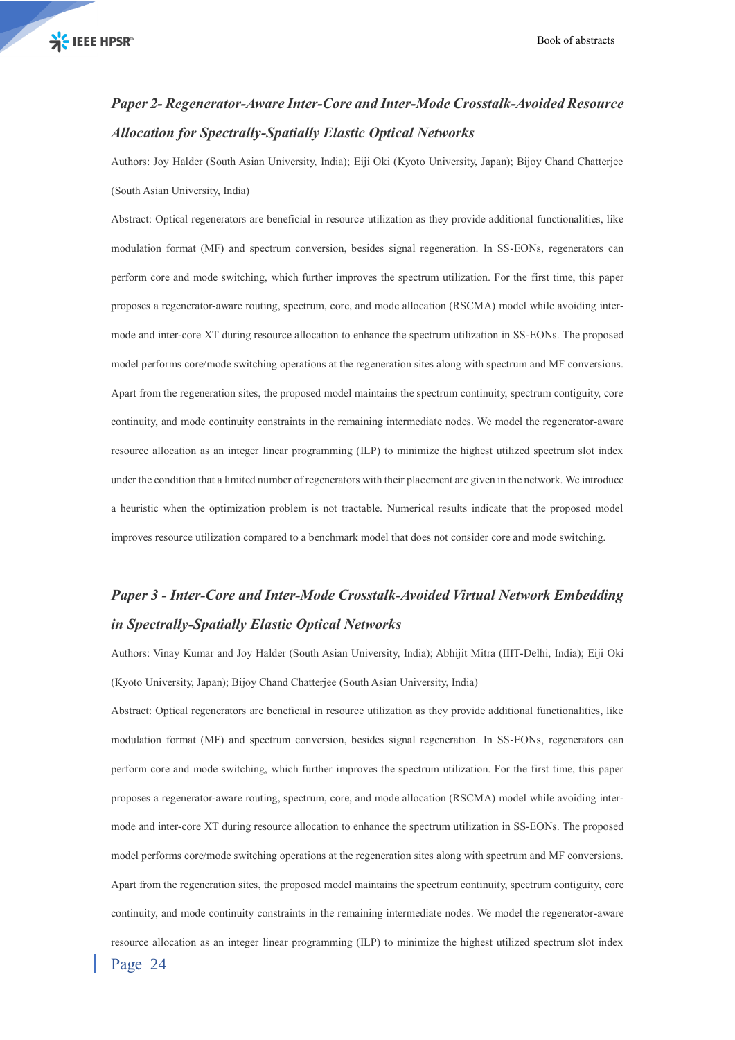### *Paper 2- Regenerator-Aware Inter-Core and Inter-Mode Crosstalk-Avoided Resource Allocation for Spectrally-Spatially Elastic Optical Networks*

Authors: Joy Halder (South Asian University, India); Eiji Oki (Kyoto University, Japan); Bijoy Chand Chatterjee (South Asian University, India)

Abstract: Optical regenerators are beneficial in resource utilization as they provide additional functionalities, like modulation format (MF) and spectrum conversion, besides signal regeneration. In SS-EONs, regenerators can perform core and mode switching, which further improves the spectrum utilization. For the first time, this paper proposes a regenerator-aware routing, spectrum, core, and mode allocation (RSCMA) model while avoiding inter-mode and inter-core XT during resource allocation to enhance the spectrum utilization in SS-EONs. The proposed model performs core/mode switching operations at the regeneration sites along with spectrum and MF conversions. Apart from the regeneration sites, the proposed model maintains the spectrum continuity, spectrum contiguity, core continuity, and mode continuity constraints in the remaining intermediate nodes. We model the regenerator-aware resource allocation as an integer linear programming (ILP) to minimize the highest utilized spectrum slot index under the condition that a limited number of regenerators with their placement are given in the network. We introduce a heuristic when the optimization problem is not tractable. Numerical results indicate that the proposed model improves resource utilization compared to a benchmark model that does not consider core and mode switching.

### *Paper 3 - Inter-Core and Inter-Mode Crosstalk-Avoided Virtual Network Embedding in Spectrally-Spatially Elastic Optical Networks*

Authors: Vinay Kumar and Joy Halder (South Asian University, India); Abhijit Mitra (IIIT-Delhi, India); Eiji Oki (Kyoto University, Japan); Bijoy Chand Chatterjee (South Asian University, India)

Abstract: Optical regenerators are beneficial in resource utilization as they provide additional functionalities, like modulation format (MF) and spectrum conversion, besides signal regeneration. In SS-EONs, regenerators can perform core and mode switching, which further improves the spectrum utilization. For the first time, this paper proposes a regenerator-aware routing, spectrum, core, and mode allocation (RSCMA) model while avoiding inter-mode and inter-core XT during resource allocation to enhance the spectrum utilization in SS-EONs. The proposed model performs core/mode switching operations at the regeneration sites along with spectrum and MF conversions. Apart from the regeneration sites, the proposed model maintains the spectrum continuity, spectrum contiguity, core continuity, and mode continuity constraints in the remaining intermediate nodes. We model the regenerator-aware resource allocation as an integer linear programming (ILP) to minimize the highest utilized spectrum slot index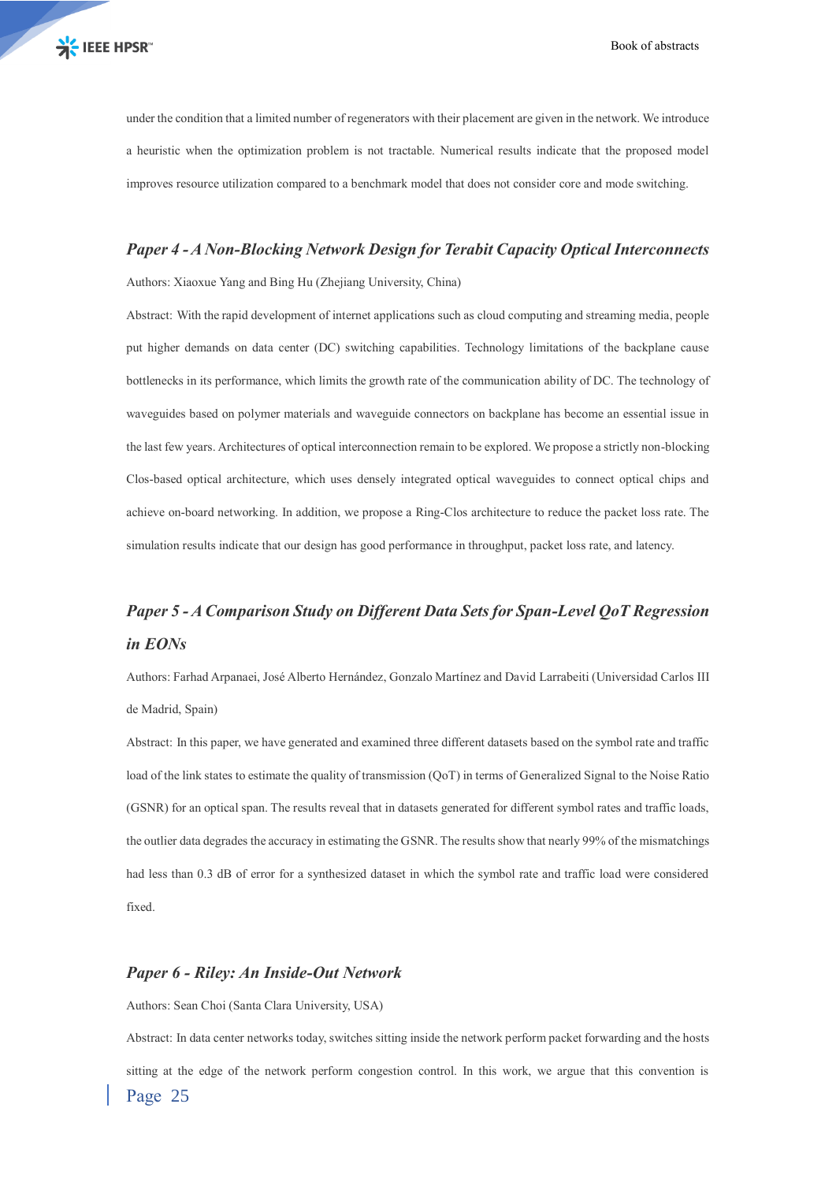under the condition that a limited number of regenerators with their placement are given in the network. We introduce a heuristic when the optimization problem is not tractable. Numerical results indicate that the proposed model improves resource utilization compared to a benchmark model that does not consider core and mode switching.

### *Paper 4 - A Non-Blocking Network Design for Terabit Capacity Optical Interconnects*

Authors: Xiaoxue Yang and Bing Hu (Zhejiang University, China)

Abstract: With the rapid development of internet applications such as cloud computing and streaming media, people put higher demands on data center (DC) switching capabilities. Technology limitations of the backplane cause bottlenecks in its performance, which limits the growth rate of the communication ability of DC. The technology of waveguides based on polymer materials and waveguide connectors on backplane has become an essential issue in the last few years. Architectures of optical interconnection remain to be explored. We propose a strictly non-blocking Clos-based optical architecture, which uses densely integrated optical waveguides to connect optical chips and achieve on-board networking. In addition, we propose a Ring-Clos architecture to reduce the packet loss rate. The simulation results indicate that our design has good performance in throughput, packet loss rate, and latency.

### *Paper 5 - A Comparison Study on Different Data Sets for Span-Level QoT Regression in EONs*

Authors: Farhad Arpanaei, José Alberto Hernández, Gonzalo Martínez and David Larrabeiti (Universidad Carlos III de Madrid, Spain)

Abstract: In this paper, we have generated and examined three different datasets based on the symbol rate and traffic load of the link states to estimate the quality of transmission (QoT) in terms of Generalized Signal to the Noise Ratio (GSNR) for an optical span. The results reveal that in datasets generated for different symbol rates and traffic loads, the outlier data degrades the accuracy in estimating the GSNR. The results show that nearly 99% of the mismatchings had less than 0.3 dB of error for a synthesized dataset in which the symbol rate and traffic load were considered fixed.

### *Paper 6 - Riley: An Inside-Out Network*

Authors: Sean Choi (Santa Clara University, USA)

Abstract: In data center networks today, switches sitting inside the network perform packet forwarding and the hosts sitting at the edge of the network perform congestion control. In this work, we argue that this convention is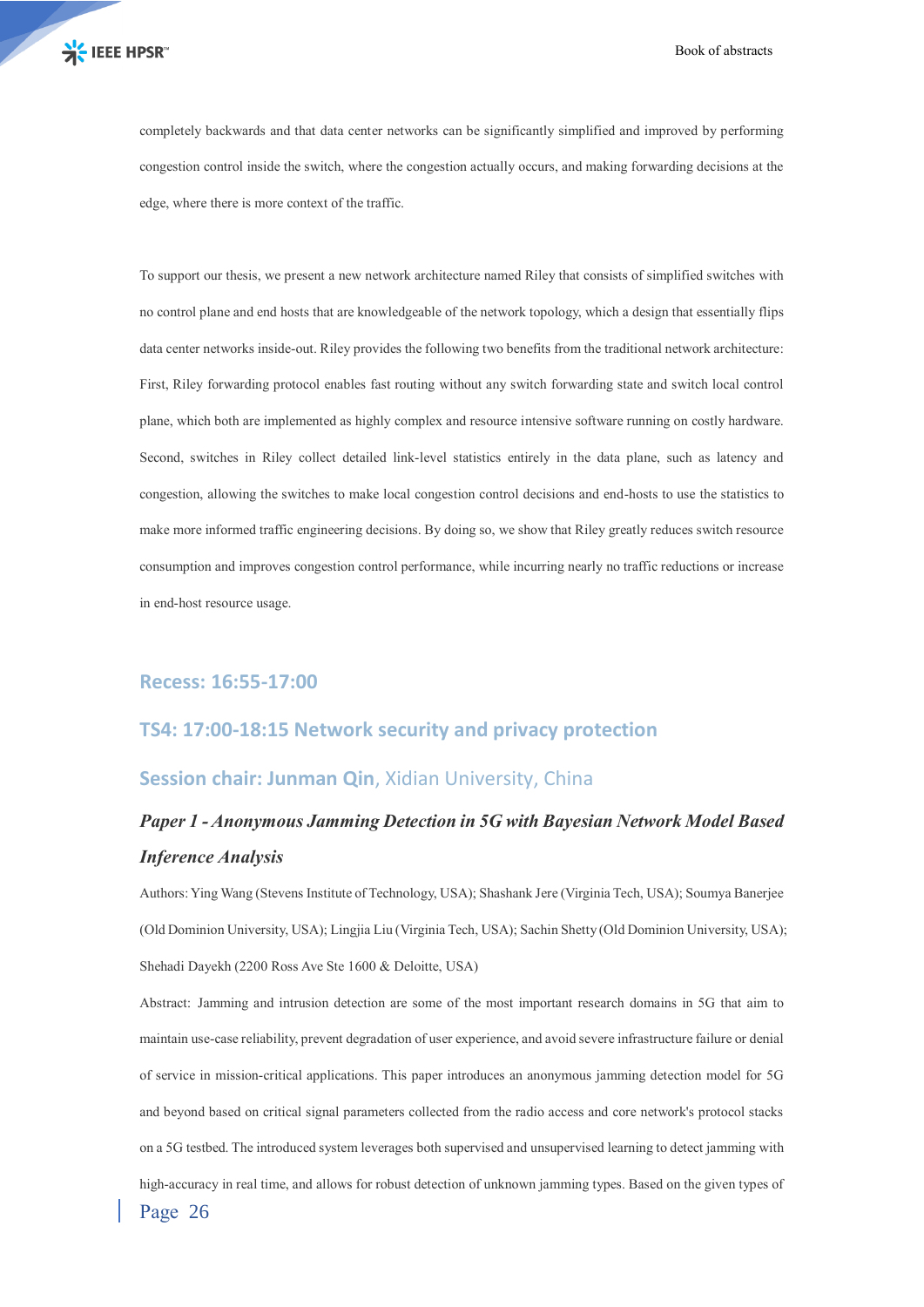completely backwards and that data center networks can be significantly simplified and improved by performing congestion control inside the switch, where the congestion actually occurs, and making forwarding decisions at the edge, where there is more context of the traffic.

To support our thesis, we present a new network architecture named Riley that consists of simplified switches with no control plane and end hosts that are knowledgeable of the network topology, which a design that essentially flips data center networks inside-out. Riley provides the following two benefits from the traditional network architecture: First, Riley forwarding protocol enables fast routing without any switch forwarding state and switch local control plane, which both are implemented as highly complex and resource intensive software running on costly hardware. Second, switches in Riley collect detailed link-level statistics entirely in the data plane, such as latency and congestion, allowing the switches to make local congestion control decisions and end-hosts to use the statistics to make more informed traffic engineering decisions. By doing so, we show that Riley greatly reduces switch resource consumption and improves congestion control performance, while incurring nearly no traffic reductions or increase in end-host resource usage.

## Recess: 16:55-17:00

## TS4: 17:00-18:15 Network security and privacy protection

### Session chair: Junman Qin, Xidian University, China

### *Paper 1 - Anonymous Jamming Detection in 5G with Bayesian Network Model Based Inference Analysis*

Authors: Ying Wang (Stevens Institute of Technology, USA); Shashank Jere (Virginia Tech, USA); Soumya Banerjee (Old Dominion University, USA); Lingjia Liu (Virginia Tech, USA); Sachin Shetty (Old Dominion University, USA); Shehadi Dayekh (2200 Ross Ave Ste 1600 & Deloitte, USA)

Abstract: Jamming and intrusion detection are some of the most important research domains in 5G that aim to maintain use-case reliability, prevent degradation of user experience, and avoid severe infrastructure failure or denial of service in mission-critical applications. This paper introduces an anonymous jamming detection model for 5G and beyond based on critical signal parameters collected from the radio access and core network's protocol stacks on a 5G testbed. The introduced system leverages both supervised and unsupervised learning to detect jamming with high-accuracy in real time, and allows for robust detection of unknown jamming types. Based on the given types of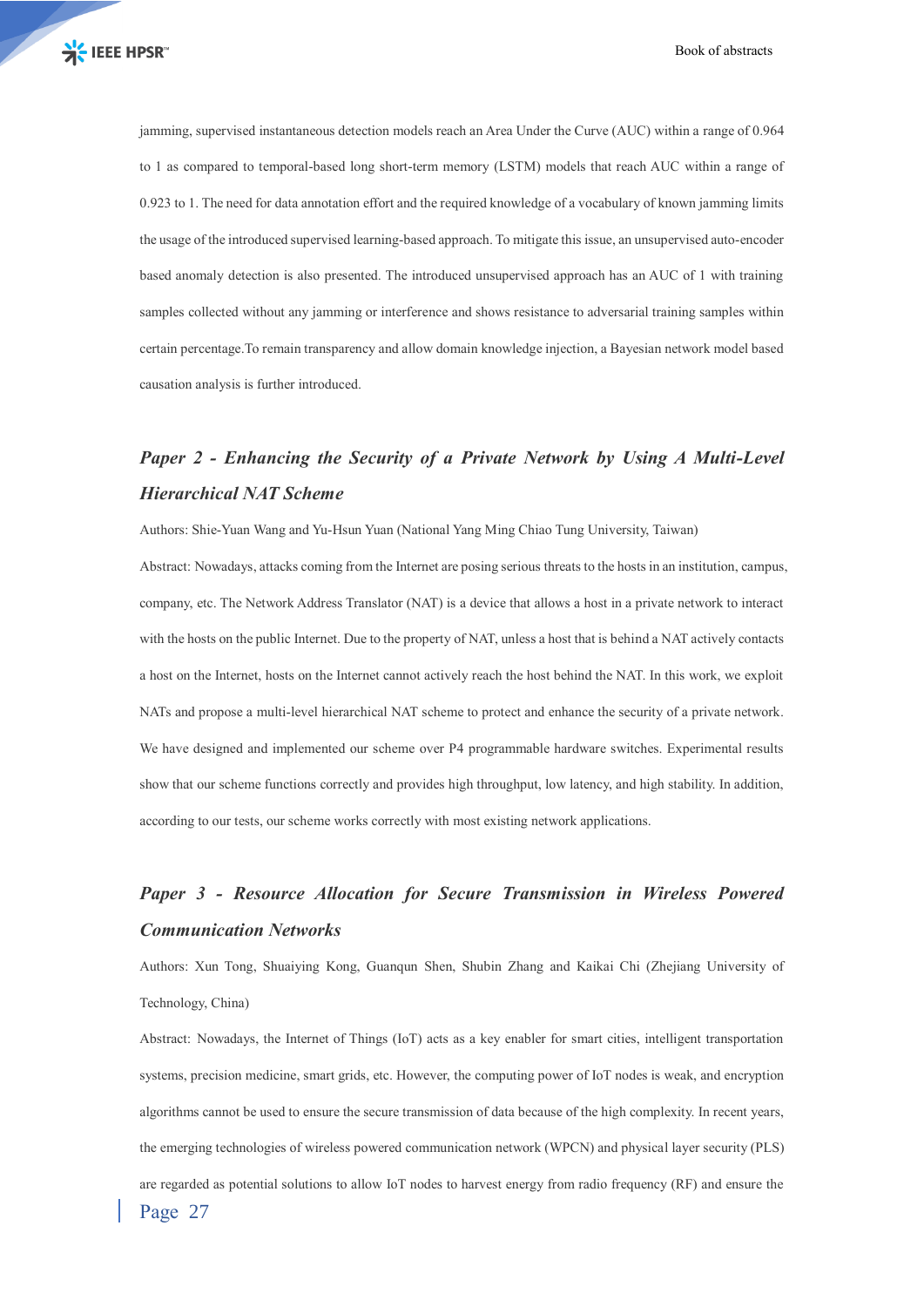jamming, supervised instantaneous detection models reach an Area Under the Curve (AUC) within a range of 0.964 to 1 as compared to temporal-based long short-term memory (LSTM) models that reach AUC within a range of 0.923 to 1. The need for data annotation effort and the required knowledge of a vocabulary of known jamming limits the usage of the introduced supervised learning-based approach. To mitigate this issue, an unsupervised auto-encoder based anomaly detection is also presented. The introduced unsupervised approach has an AUC of 1 with training samples collected without any jamming or interference and shows resistance to adversarial training samples within certain percentage.To remain transparency and allow domain knowledge injection, a Bayesian network model based causation analysis is further introduced.

### *Paper 2 - Enhancing the Security of a Private Network by Using A Multi-Level Hierarchical NAT Scheme*

Authors: Shie-Yuan Wang and Yu-Hsun Yuan (National Yang Ming Chiao Tung University, Taiwan)

Abstract: Nowadays, attacks coming from the Internet are posing serious threats to the hosts in an institution, campus, company, etc. The Network Address Translator (NAT) is a device that allows a host in a private network to interact with the hosts on the public Internet. Due to the property of NAT, unless a host that is behind a NAT actively contacts a host on the Internet, hosts on the Internet cannot actively reach the host behind the NAT. In this work, we exploit NATs and propose a multi-level hierarchical NAT scheme to protect and enhance the security of a private network. We have designed and implemented our scheme over P4 programmable hardware switches. Experimental results show that our scheme functions correctly and provides high throughput, low latency, and high stability. In addition, according to our tests, our scheme works correctly with most existing network applications.

### *Paper 3 - Resource Allocation for Secure Transmission in Wireless Powered Communication Networks*

Authors: Xun Tong, Shuaiying Kong, Guanqun Shen, Shubin Zhang and Kaikai Chi (Zhejiang University of Technology, China)

Abstract: Nowadays, the Internet of Things (IoT) acts as a key enabler for smart cities, intelligent transportation systems, precision medicine, smart grids, etc. However, the computing power of IoT nodes is weak, and encryption algorithms cannot be used to ensure the secure transmission of data because of the high complexity. In recent years, the emerging technologies of wireless powered communication network (WPCN) and physical layer security (PLS) are regarded as potential solutions to allow IoT nodes to harvest energy from radio frequency (RF) and ensure the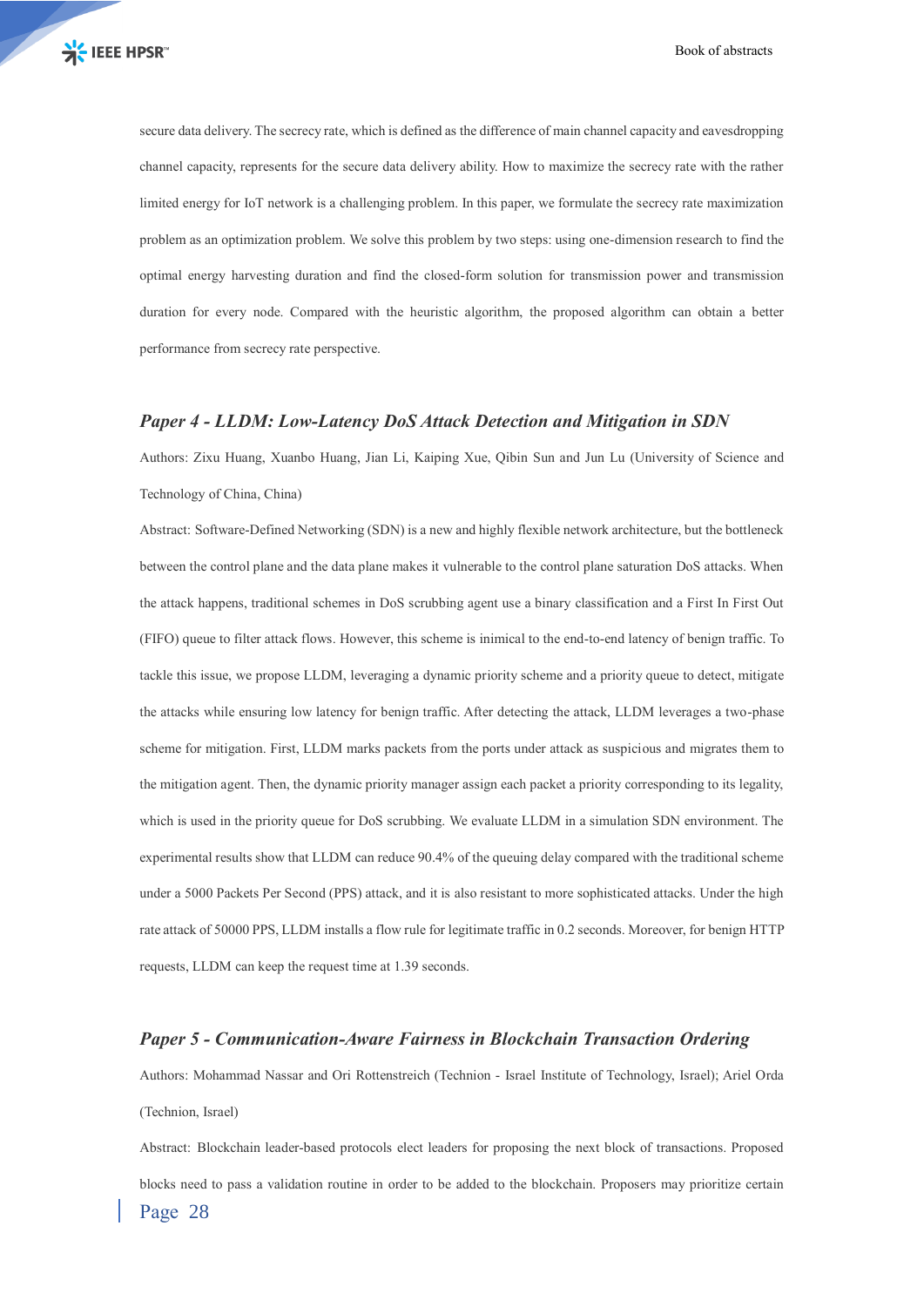secure data delivery. The secrecy rate, which is defined as the difference of main channel capacity and eavesdropping channel capacity, represents for the secure data delivery ability. How to maximize the secrecy rate with the rather limited energy for IoT network is a challenging problem. In this paper, we formulate the secrecy rate maximization problem as an optimization problem. We solve this problem by two steps: using one-dimension research to find the optimal energy harvesting duration and find the closed-form solution for transmission power and transmission duration for every node. Compared with the heuristic algorithm, the proposed algorithm can obtain a better performance from secrecy rate perspective.

### *Paper 4 - LLDM: Low-Latency DoS Attack Detection and Mitigation in SDN*

Authors: Zixu Huang, Xuanbo Huang, Jian Li, Kaiping Xue, Qibin Sun and Jun Lu (University of Science and Technology of China, China)

Abstract: Software-Defined Networking (SDN) is a new and highly flexible network architecture, but the bottleneck between the control plane and the data plane makes it vulnerable to the control plane saturation DoS attacks. When the attack happens, traditional schemes in DoS scrubbing agent use a binary classification and a First In First Out (FIFO) queue to filter attack flows. However, this scheme is inimical to the end-to-end latency of benign traffic. To tackle this issue, we propose LLDM, leveraging a dynamic priority scheme and a priority queue to detect, mitigate the attacks while ensuring low latency for benign traffic. After detecting the attack, LLDM leverages a two-phase scheme for mitigation. First, LLDM marks packets from the ports under attack as suspicious and migrates them to the mitigation agent. Then, the dynamic priority manager assign each packet a priority corresponding to its legality, which is used in the priority queue for DoS scrubbing. We evaluate LLDM in a simulation SDN environment. The experimental results show that LLDM can reduce 90.4% of the queuing delay compared with the traditional scheme under a 5000 Packets Per Second (PPS) attack, and it is also resistant to more sophisticated attacks. Under the high rate attack of 50000 PPS, LLDM installs a flow rule for legitimate traffic in 0.2 seconds. Moreover, for benign HTTP requests, LLDM can keep the request time at 1.39 seconds.

### *Paper 5 - Communication-Aware Fairness in Blockchain Transaction Ordering*

Authors: Mohammad Nassar and Ori Rottenstreich (Technion - Israel Institute of Technology, Israel); Ariel Orda (Technion, Israel)

Abstract: Blockchain leader-based protocols elect leaders for proposing the next block of transactions. Proposed blocks need to pass a validation routine in order to be added to the blockchain. Proposers may prioritize certain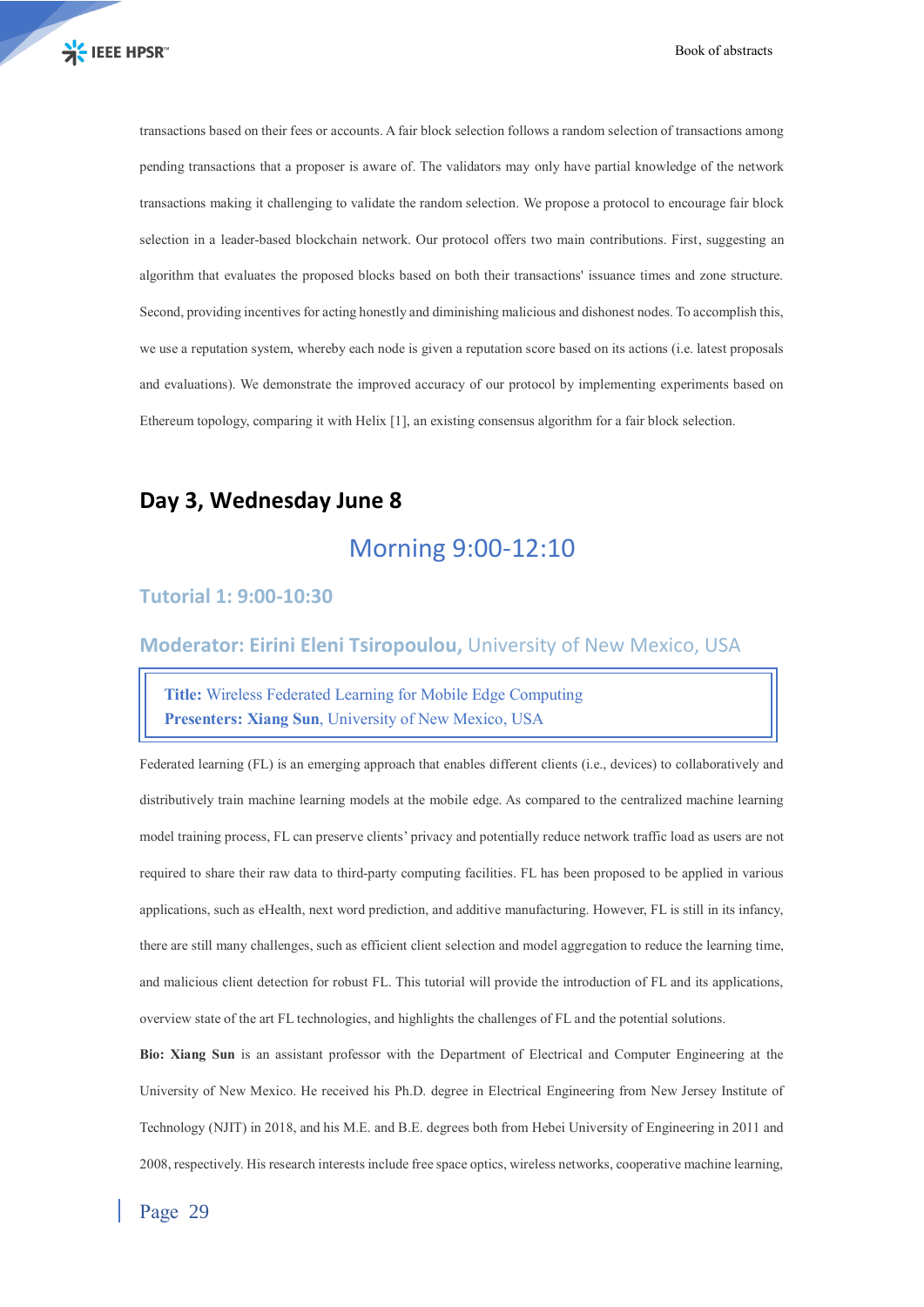transactions based on their fees or accounts. A fair block selection follows a random selection of transactions among pending transactions that a proposer is aware of. The validators may only have partial knowledge of the network transactions making it challenging to validate the random selection. We propose a protocol to encourage fair block selection in a leader-based blockchain network. Our protocol offers two main contributions. First, suggesting an algorithm that evaluates the proposed blocks based on both their transactions' issuance times and zone structure. Second, providing incentives for acting honestly and diminishing malicious and dishonest nodes. To accomplish this, we use a reputation system, whereby each node is given a reputation score based on its actions (i.e. latest proposals and evaluations). We demonstrate the improved accuracy of our protocol by implementing experiments based on Ethereum topology, comparing it with Helix [1], an existing consensus algorithm for a fair block selection.

## Day 3, Wednesday June 8

### Morning 9:00-12:10

#### Tutorial 1: 9:00-10:30

#### Moderator: Eirini Eleni Tsiropoulou, University of New Mexico, USA

**Title:** Wireless Federated Learning for Mobile Edge Computing
**Presenters: Xiang Sun**, University of New Mexico, USA

Federated learning (FL) is an emerging approach that enables different clients (i.e., devices) to collaboratively and distributively train machine learning models at the mobile edge. As compared to the centralized machine learning model training process, FL can preserve clients' privacy and potentially reduce network traffic load as users are not required to share their raw data to third-party computing facilities. FL has been proposed to be applied in various applications, such as eHealth, next word prediction, and additive manufacturing. However, FL is still in its infancy, there are still many challenges, such as efficient client selection and model aggregation to reduce the learning time, and malicious client detection for robust FL. This tutorial will provide the introduction of FL and its applications, overview state of the art FL technologies, and highlights the challenges of FL and the potential solutions.

**Bio: Xiang Sun** is an assistant professor with the Department of Electrical and Computer Engineering at the University of New Mexico. He received his Ph.D. degree in Electrical Engineering from New Jersey Institute of Technology (NJIT) in 2018, and his M.E. and B.E. degrees both from Hebei University of Engineering in 2011 and 2008, respectively. His research interests include free space optics, wireless networks, cooperative machine learning,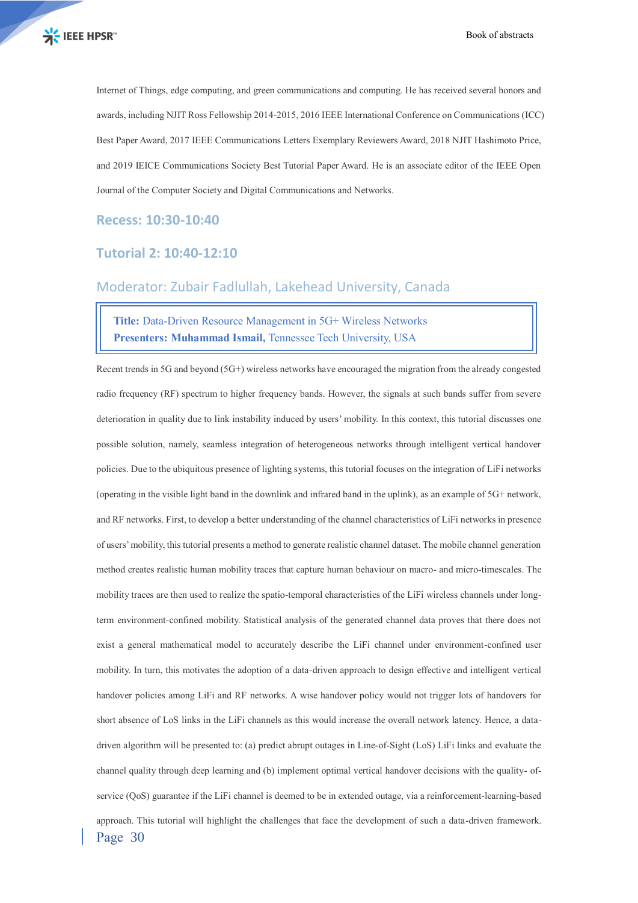Internet of Things, edge computing, and green communications and computing. He has received several honors and awards, including NJIT Ross Fellowship 2014-2015, 2016 IEEE International Conference on Communications (ICC) Best Paper Award, 2017 IEEE Communications Letters Exemplary Reviewers Award, 2018 NJIT Hashimoto Price, and 2019 IEICE Communications Society Best Tutorial Paper Award. He is an associate editor of the IEEE Open Journal of the Computer Society and Digital Communications and Networks.

## Recess: 10:30-10:40

## Tutorial 2: 10:40-12:10

### Moderator: Zubair Fadlullah, Lakehead University, Canada

**Title:** Data-Driven Resource Management in 5G+ Wireless Networks
**Presenters: Muhammad Ismail,** Tennessee Tech University, USA

Recent trends in 5G and beyond (5G+) wireless networks have encouraged the migration from the already congested radio frequency (RF) spectrum to higher frequency bands. However, the signals at such bands suffer from severe deterioration in quality due to link instability induced by users' mobility. In this context, this tutorial discusses one possible solution, namely, seamless integration of heterogeneous networks through intelligent vertical handover policies. Due to the ubiquitous presence of lighting systems, this tutorial focuses on the integration of LiFi networks (operating in the visible light band in the downlink and infrared band in the uplink), as an example of 5G+ network, and RF networks. First, to develop a better understanding of the channel characteristics of LiFi networks in presence of users' mobility, this tutorial presents a method to generate realistic channel dataset. The mobile channel generation method creates realistic human mobility traces that capture human behaviour on macro- and micro-timescales. The mobility traces are then used to realize the spatio-temporal characteristics of the LiFi wireless channels under long-term environment-confined mobility. Statistical analysis of the generated channel data proves that there does not exist a general mathematical model to accurately describe the LiFi channel under environment-confined user mobility. In turn, this motivates the adoption of a data-driven approach to design effective and intelligent vertical handover policies among LiFi and RF networks. A wise handover policy would not trigger lots of handovers for short absence of LoS links in the LiFi channels as this would increase the overall network latency. Hence, a data-driven algorithm will be presented to: (a) predict abrupt outages in Line-of-Sight (LoS) LiFi links and evaluate the channel quality through deep learning and (b) implement optimal vertical handover decisions with the quality- of-service (QoS) guarantee if the LiFi channel is deemed to be in extended outage, via a reinforcement-learning-based approach. This tutorial will highlight the challenges that face the development of such a data-driven framework.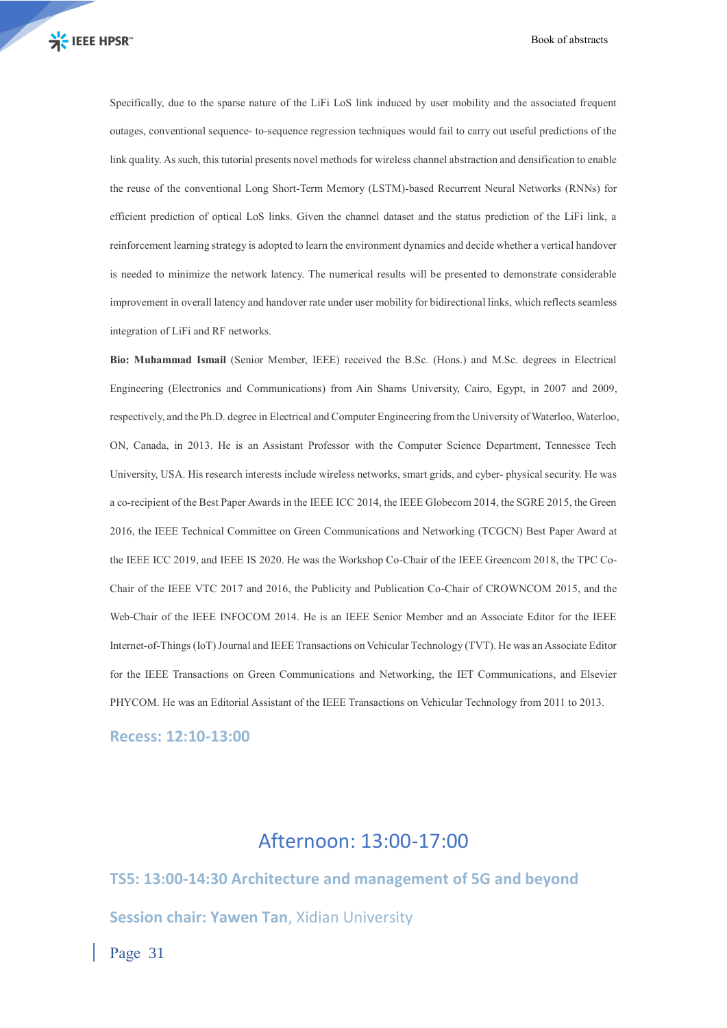Specifically, due to the sparse nature of the LiFi LoS link induced by user mobility and the associated frequent outages, conventional sequence- to-sequence regression techniques would fail to carry out useful predictions of the link quality. As such, this tutorial presents novel methods for wireless channel abstraction and densification to enable the reuse of the conventional Long Short-Term Memory (LSTM)-based Recurrent Neural Networks (RNNs) for efficient prediction of optical LoS links. Given the channel dataset and the status prediction of the LiFi link, a reinforcement learning strategy is adopted to learn the environment dynamics and decide whether a vertical handover is needed to minimize the network latency. The numerical results will be presented to demonstrate considerable improvement in overall latency and handover rate under user mobility for bidirectional links, which reflects seamless integration of LiFi and RF networks.

**Bio: Muhammad Ismail** (Senior Member, IEEE) received the B.Sc. (Hons.) and M.Sc. degrees in Electrical Engineering (Electronics and Communications) from Ain Shams University, Cairo, Egypt, in 2007 and 2009, respectively, and the Ph.D. degree in Electrical and Computer Engineering from the University of Waterloo, Waterloo, ON, Canada, in 2013. He is an Assistant Professor with the Computer Science Department, Tennessee Tech University, USA. His research interests include wireless networks, smart grids, and cyber- physical security. He was a co-recipient of the Best Paper Awards in the IEEE ICC 2014, the IEEE Globecom 2014, the SGRE 2015, the Green 2016, the IEEE Technical Committee on Green Communications and Networking (TCGCN) Best Paper Award at the IEEE ICC 2019, and IEEE IS 2020. He was the Workshop Co-Chair of the IEEE Greencom 2018, the TPC Co-Chair of the IEEE VTC 2017 and 2016, the Publicity and Publication Co-Chair of CROWNCOM 2015, and the Web-Chair of the IEEE INFOCOM 2014. He is an IEEE Senior Member and an Associate Editor for the IEEE Internet-of-Things (IoT) Journal and IEEE Transactions on Vehicular Technology (TVT). He was an Associate Editor for the IEEE Transactions on Green Communications and Networking, the IET Communications, and Elsevier PHYCOM. He was an Editorial Assistant of the IEEE Transactions on Vehicular Technology from 2011 to 2013.

### Recess: 12:10-13:00

## Afternoon: 13:00-17:00

### TS5: 13:00-14:30 Architecture and management of 5G and beyond

### Session chair: Yawen Tan, Xidian University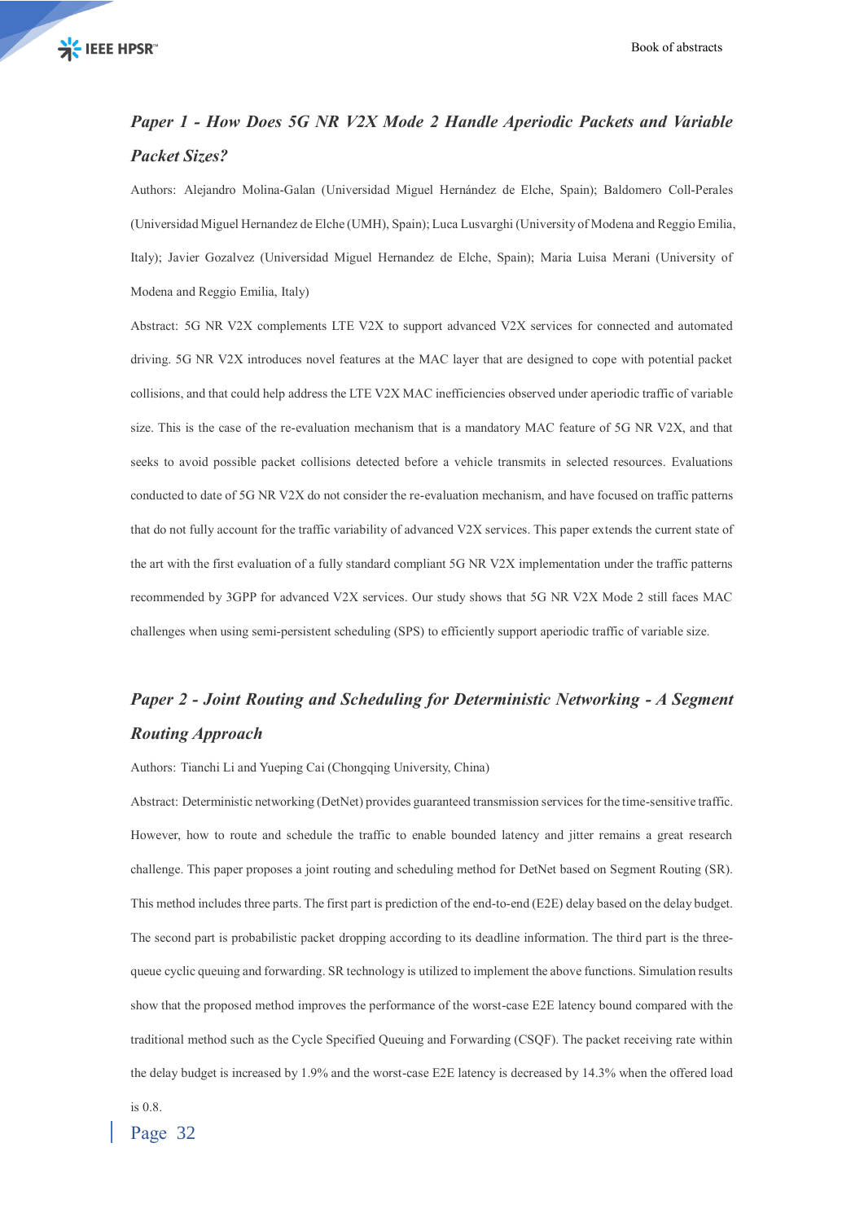## *Paper 1 - How Does 5G NR V2X Mode 2 Handle Aperiodic Packets and Variable Packet Sizes?*

Authors: Alejandro Molina-Galan (Universidad Miguel Hernández de Elche, Spain); Baldomero Coll-Perales (Universidad Miguel Hernandez de Elche (UMH), Spain); Luca Lusvarghi (University of Modena and Reggio Emilia, Italy); Javier Gozalvez (Universidad Miguel Hernandez de Elche, Spain); Maria Luisa Merani (University of Modena and Reggio Emilia, Italy)

Abstract: 5G NR V2X complements LTE V2X to support advanced V2X services for connected and automated driving. 5G NR V2X introduces novel features at the MAC layer that are designed to cope with potential packet collisions, and that could help address the LTE V2X MAC inefficiencies observed under aperiodic traffic of variable size. This is the case of the re-evaluation mechanism that is a mandatory MAC feature of 5G NR V2X, and that seeks to avoid possible packet collisions detected before a vehicle transmits in selected resources. Evaluations conducted to date of 5G NR V2X do not consider the re-evaluation mechanism, and have focused on traffic patterns that do not fully account for the traffic variability of advanced V2X services. This paper extends the current state of the art with the first evaluation of a fully standard compliant 5G NR V2X implementation under the traffic patterns recommended by 3GPP for advanced V2X services. Our study shows that 5G NR V2X Mode 2 still faces MAC challenges when using semi-persistent scheduling (SPS) to efficiently support aperiodic traffic of variable size.

## *Paper 2 - Joint Routing and Scheduling for Deterministic Networking - A Segment Routing Approach*

Authors: Tianchi Li and Yueping Cai (Chongqing University, China)

Abstract: Deterministic networking (DetNet) provides guaranteed transmission services for the time-sensitive traffic. However, how to route and schedule the traffic to enable bounded latency and jitter remains a great research challenge. This paper proposes a joint routing and scheduling method for DetNet based on Segment Routing (SR). This method includes three parts. The first part is prediction of the end-to-end (E2E) delay based on the delay budget. The second part is probabilistic packet dropping according to its deadline information. The third part is the three-queue cyclic queuing and forwarding. SR technology is utilized to implement the above functions. Simulation results show that the proposed method improves the performance of the worst-case E2E latency bound compared with the traditional method such as the Cycle Specified Queuing and Forwarding (CSQF). The packet receiving rate within the delay budget is increased by 1.9% and the worst-case E2E latency is decreased by 14.3% when the offered load is 0.8.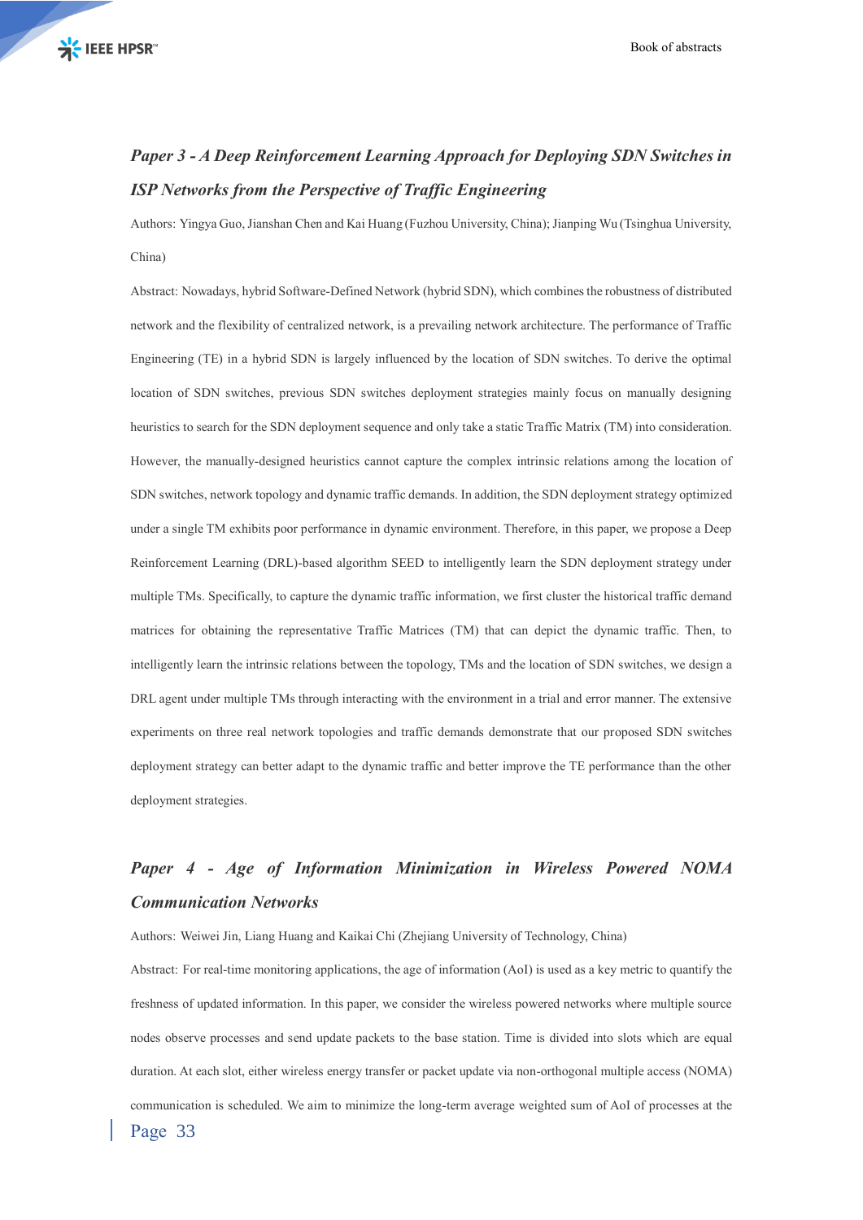### *Paper 3 - A Deep Reinforcement Learning Approach for Deploying SDN Switches in ISP Networks from the Perspective of Traffic Engineering*

Authors: Yingya Guo, Jianshan Chen and Kai Huang (Fuzhou University, China); Jianping Wu (Tsinghua University, China)

Abstract: Nowadays, hybrid Software-Defined Network (hybrid SDN), which combines the robustness of distributed network and the flexibility of centralized network, is a prevailing network architecture. The performance of Traffic Engineering (TE) in a hybrid SDN is largely influenced by the location of SDN switches. To derive the optimal location of SDN switches, previous SDN switches deployment strategies mainly focus on manually designing heuristics to search for the SDN deployment sequence and only take a static Traffic Matrix (TM) into consideration. However, the manually-designed heuristics cannot capture the complex intrinsic relations among the location of SDN switches, network topology and dynamic traffic demands. In addition, the SDN deployment strategy optimized under a single TM exhibits poor performance in dynamic environment. Therefore, in this paper, we propose a Deep Reinforcement Learning (DRL)-based algorithm SEED to intelligently learn the SDN deployment strategy under multiple TMs. Specifically, to capture the dynamic traffic information, we first cluster the historical traffic demand matrices for obtaining the representative Traffic Matrices (TM) that can depict the dynamic traffic. Then, to intelligently learn the intrinsic relations between the topology, TMs and the location of SDN switches, we design a DRL agent under multiple TMs through interacting with the environment in a trial and error manner. The extensive experiments on three real network topologies and traffic demands demonstrate that our proposed SDN switches deployment strategy can better adapt to the dynamic traffic and better improve the TE performance than the other deployment strategies.

### *Paper 4 - Age of Information Minimization in Wireless Powered NOMA Communication Networks*

Authors: Weiwei Jin, Liang Huang and Kaikai Chi (Zhejiang University of Technology, China)

Abstract: For real-time monitoring applications, the age of information (AoI) is used as a key metric to quantify the freshness of updated information. In this paper, we consider the wireless powered networks where multiple source nodes observe processes and send update packets to the base station. Time is divided into slots which are equal duration. At each slot, either wireless energy transfer or packet update via non-orthogonal multiple access (NOMA) communication is scheduled. We aim to minimize the long-term average weighted sum of AoI of processes at the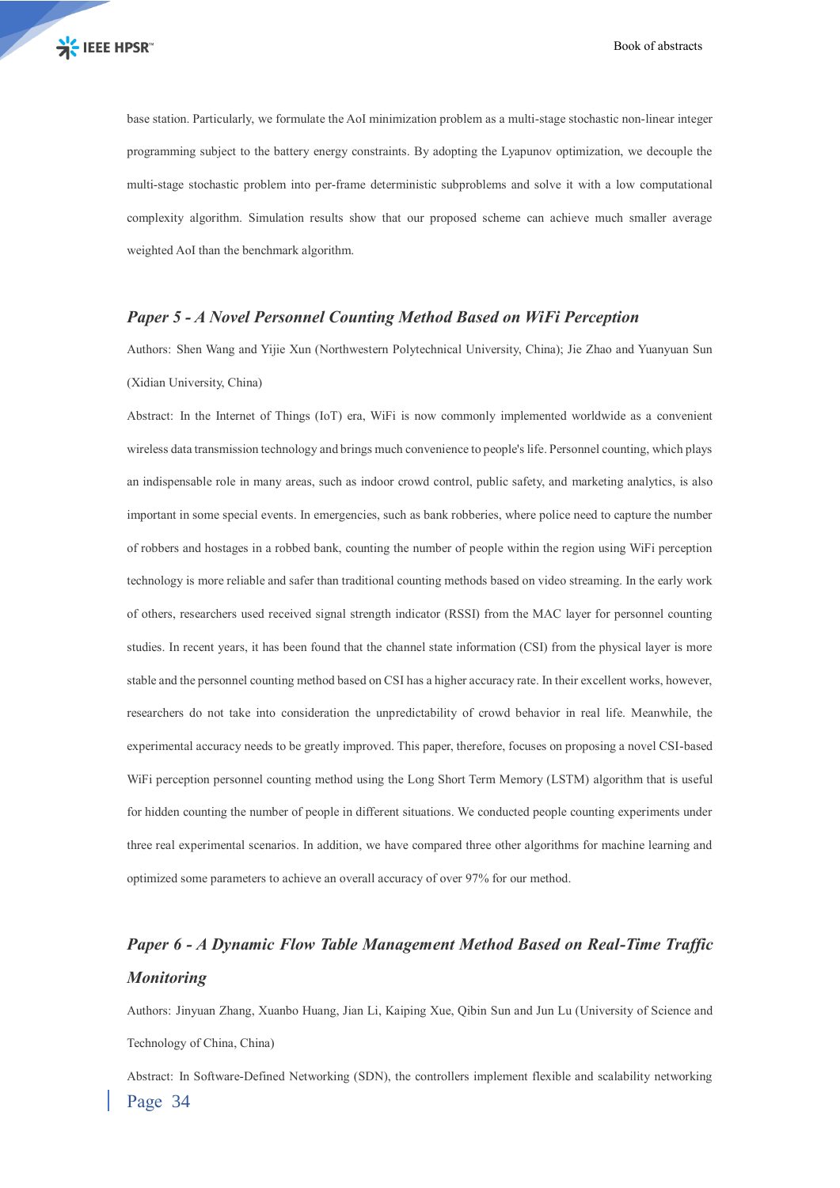base station. Particularly, we formulate the AoI minimization problem as a multi-stage stochastic non-linear integer programming subject to the battery energy constraints. By adopting the Lyapunov optimization, we decouple the multi-stage stochastic problem into per-frame deterministic subproblems and solve it with a low computational complexity algorithm. Simulation results show that our proposed scheme can achieve much smaller average weighted AoI than the benchmark algorithm.

### *Paper 5 - A Novel Personnel Counting Method Based on WiFi Perception*

Authors: Shen Wang and Yijie Xun (Northwestern Polytechnical University, China); Jie Zhao and Yuanyuan Sun (Xidian University, China)

Abstract: In the Internet of Things (IoT) era, WiFi is now commonly implemented worldwide as a convenient wireless data transmission technology and brings much convenience to people's life. Personnel counting, which plays an indispensable role in many areas, such as indoor crowd control, public safety, and marketing analytics, is also important in some special events. In emergencies, such as bank robberies, where police need to capture the number of robbers and hostages in a robbed bank, counting the number of people within the region using WiFi perception technology is more reliable and safer than traditional counting methods based on video streaming. In the early work of others, researchers used received signal strength indicator (RSSI) from the MAC layer for personnel counting studies. In recent years, it has been found that the channel state information (CSI) from the physical layer is more stable and the personnel counting method based on CSI has a higher accuracy rate. In their excellent works, however, researchers do not take into consideration the unpredictability of crowd behavior in real life. Meanwhile, the experimental accuracy needs to be greatly improved. This paper, therefore, focuses on proposing a novel CSI-based WiFi perception personnel counting method using the Long Short Term Memory (LSTM) algorithm that is useful for hidden counting the number of people in different situations. We conducted people counting experiments under three real experimental scenarios. In addition, we have compared three other algorithms for machine learning and optimized some parameters to achieve an overall accuracy of over 97% for our method.

### *Paper 6 - A Dynamic Flow Table Management Method Based on Real-Time Traffic Monitoring*

Authors: Jinyuan Zhang, Xuanbo Huang, Jian Li, Kaiping Xue, Qibin Sun and Jun Lu (University of Science and Technology of China, China)

Abstract: In Software-Defined Networking (SDN), the controllers implement flexible and scalability networking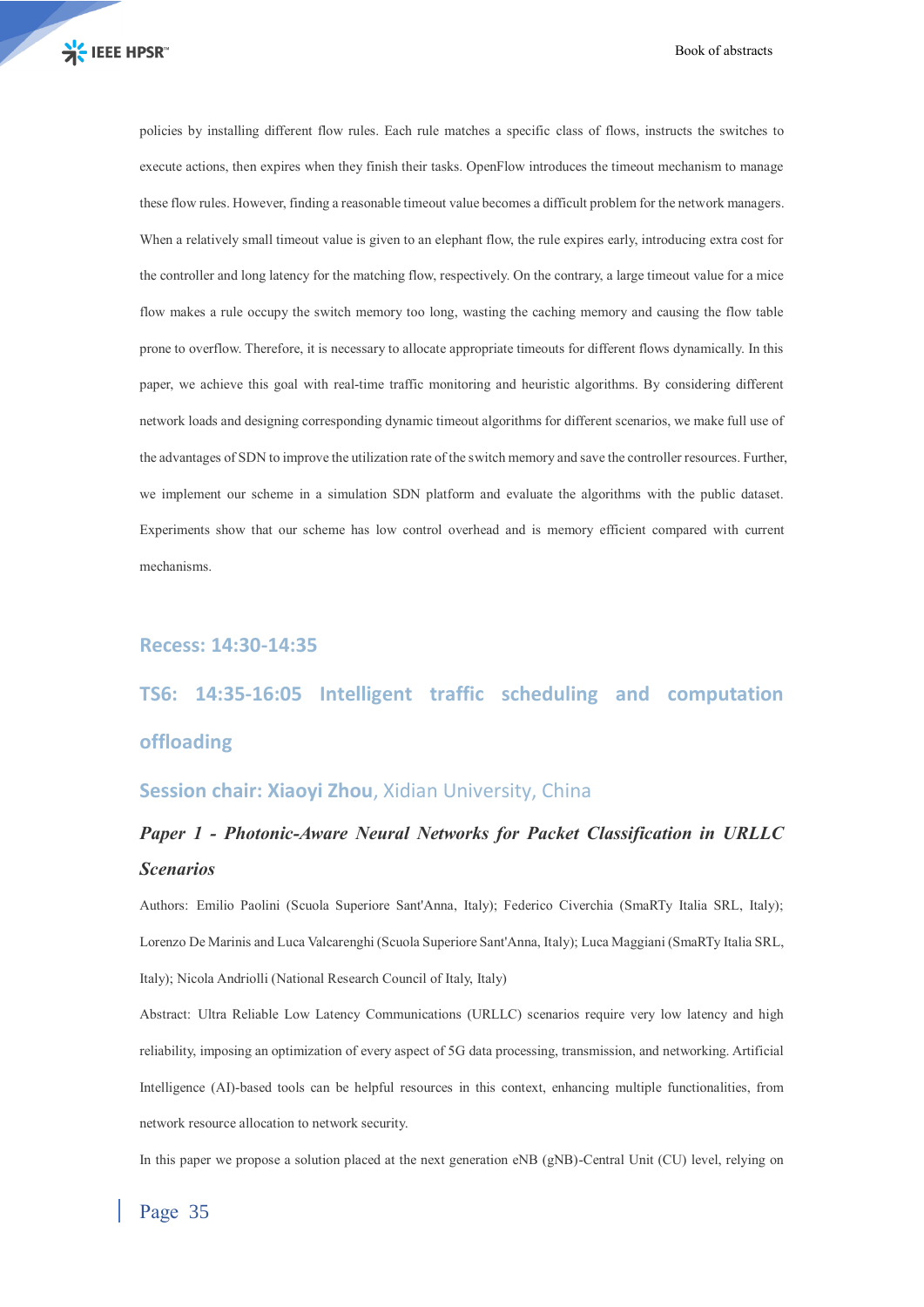policies by installing different flow rules. Each rule matches a specific class of flows, instructs the switches to execute actions, then expires when they finish their tasks. OpenFlow introduces the timeout mechanism to manage these flow rules. However, finding a reasonable timeout value becomes a difficult problem for the network managers. When a relatively small timeout value is given to an elephant flow, the rule expires early, introducing extra cost for the controller and long latency for the matching flow, respectively. On the contrary, a large timeout value for a mice flow makes a rule occupy the switch memory too long, wasting the caching memory and causing the flow table prone to overflow. Therefore, it is necessary to allocate appropriate timeouts for different flows dynamically. In this paper, we achieve this goal with real-time traffic monitoring and heuristic algorithms. By considering different network loads and designing corresponding dynamic timeout algorithms for different scenarios, we make full use of the advantages of SDN to improve the utilization rate of the switch memory and save the controller resources. Further, we implement our scheme in a simulation SDN platform and evaluate the algorithms with the public dataset. Experiments show that our scheme has low control overhead and is memory efficient compared with current mechanisms.

## Recess: 14:30-14:35

## TS6: 14:35-16:05 Intelligent traffic scheduling and computation offloading

### Session chair: Xiaoyi Zhou, Xidian University, China

### *Paper 1 - Photonic-Aware Neural Networks for Packet Classification in URLLC Scenarios*

Authors: Emilio Paolini (Scuola Superiore Sant'Anna, Italy); Federico Civerchia (SmaRTy Italia SRL, Italy); Lorenzo De Marinis and Luca Valcarenghi (Scuola Superiore Sant'Anna, Italy); Luca Maggiani (SmaRTy Italia SRL, Italy); Nicola Andriolli (National Research Council of Italy, Italy)

Abstract: Ultra Reliable Low Latency Communications (URLLC) scenarios require very low latency and high reliability, imposing an optimization of every aspect of 5G data processing, transmission, and networking. Artificial Intelligence (AI)-based tools can be helpful resources in this context, enhancing multiple functionalities, from network resource allocation to network security.

In this paper we propose a solution placed at the next generation eNB (gNB)-Central Unit (CU) level, relying on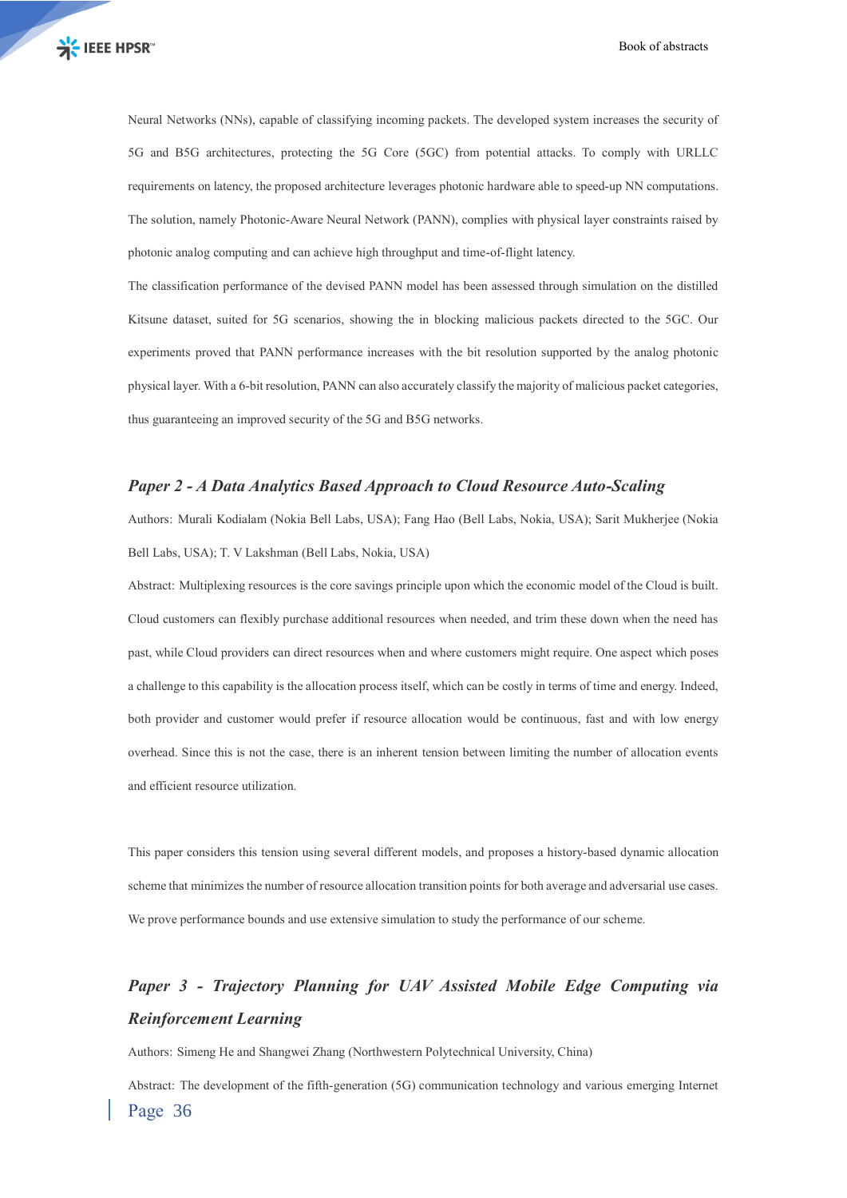Neural Networks (NNs), capable of classifying incoming packets. The developed system increases the security of 5G and B5G architectures, protecting the 5G Core (5GC) from potential attacks. To comply with URLLC requirements on latency, the proposed architecture leverages photonic hardware able to speed-up NN computations. The solution, namely Photonic-Aware Neural Network (PANN), complies with physical layer constraints raised by photonic analog computing and can achieve high throughput and time-of-flight latency.

The classification performance of the devised PANN model has been assessed through simulation on the distilled Kitsune dataset, suited for 5G scenarios, showing the in blocking malicious packets directed to the 5GC. Our experiments proved that PANN performance increases with the bit resolution supported by the analog photonic physical layer. With a 6-bit resolution, PANN can also accurately classify the majority of malicious packet categories, thus guaranteeing an improved security of the 5G and B5G networks.

### *Paper 2 - A Data Analytics Based Approach to Cloud Resource Auto-Scaling*

Authors: Murali Kodialam (Nokia Bell Labs, USA); Fang Hao (Bell Labs, Nokia, USA); Sarit Mukherjee (Nokia Bell Labs, USA); T. V Lakshman (Bell Labs, Nokia, USA)

Abstract: Multiplexing resources is the core savings principle upon which the economic model of the Cloud is built. Cloud customers can flexibly purchase additional resources when needed, and trim these down when the need has past, while Cloud providers can direct resources when and where customers might require. One aspect which poses a challenge to this capability is the allocation process itself, which can be costly in terms of time and energy. Indeed, both provider and customer would prefer if resource allocation would be continuous, fast and with low energy overhead. Since this is not the case, there is an inherent tension between limiting the number of allocation events and efficient resource utilization.

This paper considers this tension using several different models, and proposes a history-based dynamic allocation scheme that minimizes the number of resource allocation transition points for both average and adversarial use cases. We prove performance bounds and use extensive simulation to study the performance of our scheme.

### *Paper 3 - Trajectory Planning for UAV Assisted Mobile Edge Computing via Reinforcement Learning*

Authors: Simeng He and Shangwei Zhang (Northwestern Polytechnical University, China)

Abstract: The development of the fifth-generation (5G) communication technology and various emerging Internet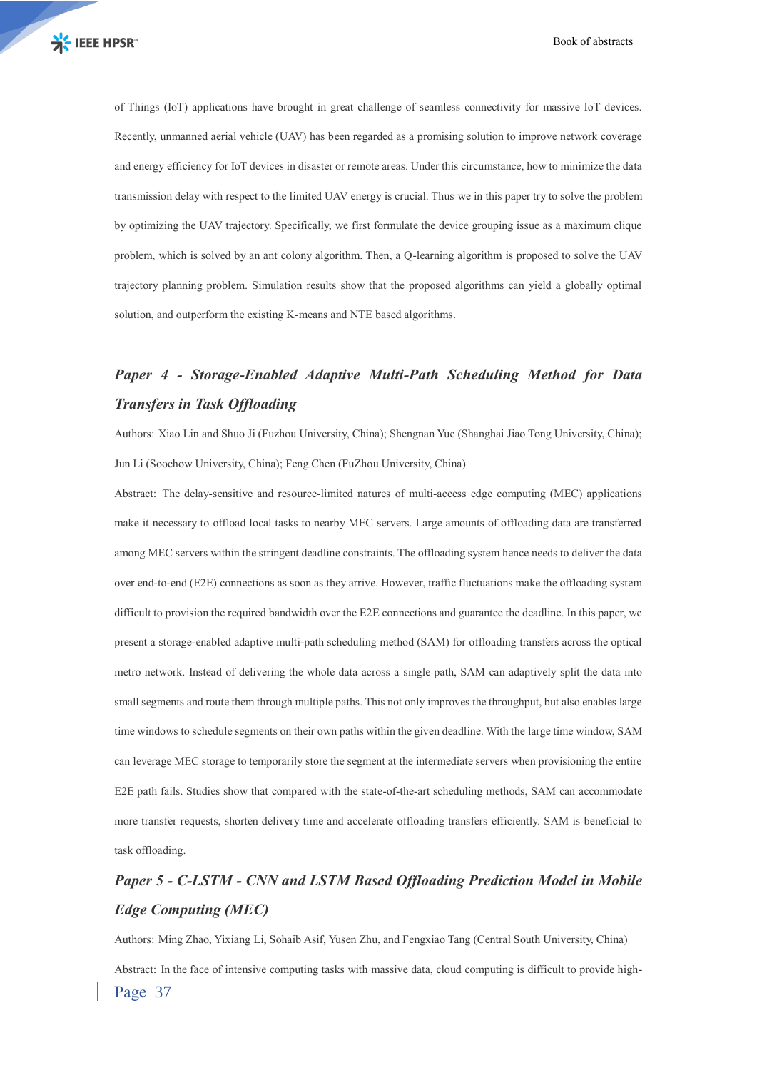of Things (IoT) applications have brought in great challenge of seamless connectivity for massive IoT devices. Recently, unmanned aerial vehicle (UAV) has been regarded as a promising solution to improve network coverage and energy efficiency for IoT devices in disaster or remote areas. Under this circumstance, how to minimize the data transmission delay with respect to the limited UAV energy is crucial. Thus we in this paper try to solve the problem by optimizing the UAV trajectory. Specifically, we first formulate the device grouping issue as a maximum clique problem, which is solved by an ant colony algorithm. Then, a Q-learning algorithm is proposed to solve the UAV trajectory planning problem. Simulation results show that the proposed algorithms can yield a globally optimal solution, and outperform the existing K-means and NTE based algorithms.

### *Paper 4 - Storage-Enabled Adaptive Multi-Path Scheduling Method for Data Transfers in Task Offloading*

Authors: Xiao Lin and Shuo Ji (Fuzhou University, China); Shengnan Yue (Shanghai Jiao Tong University, China); Jun Li (Soochow University, China); Feng Chen (FuZhou University, China)

Abstract: The delay-sensitive and resource-limited natures of multi-access edge computing (MEC) applications make it necessary to offload local tasks to nearby MEC servers. Large amounts of offloading data are transferred among MEC servers within the stringent deadline constraints. The offloading system hence needs to deliver the data over end-to-end (E2E) connections as soon as they arrive. However, traffic fluctuations make the offloading system difficult to provision the required bandwidth over the E2E connections and guarantee the deadline. In this paper, we present a storage-enabled adaptive multi-path scheduling method (SAM) for offloading transfers across the optical metro network. Instead of delivering the whole data across a single path, SAM can adaptively split the data into small segments and route them through multiple paths. This not only improves the throughput, but also enables large time windows to schedule segments on their own paths within the given deadline. With the large time window, SAM can leverage MEC storage to temporarily store the segment at the intermediate servers when provisioning the entire E2E path fails. Studies show that compared with the state-of-the-art scheduling methods, SAM can accommodate more transfer requests, shorten delivery time and accelerate offloading transfers efficiently. SAM is beneficial to task offloading.

### *Paper 5 - C-LSTM - CNN and LSTM Based Offloading Prediction Model in Mobile Edge Computing (MEC)*

Authors: Ming Zhao, Yixiang Li, Sohaib Asif, Yusen Zhu, and Fengxiao Tang (Central South University, China)

Abstract: In the face of intensive computing tasks with massive data, cloud computing is difficult to provide high-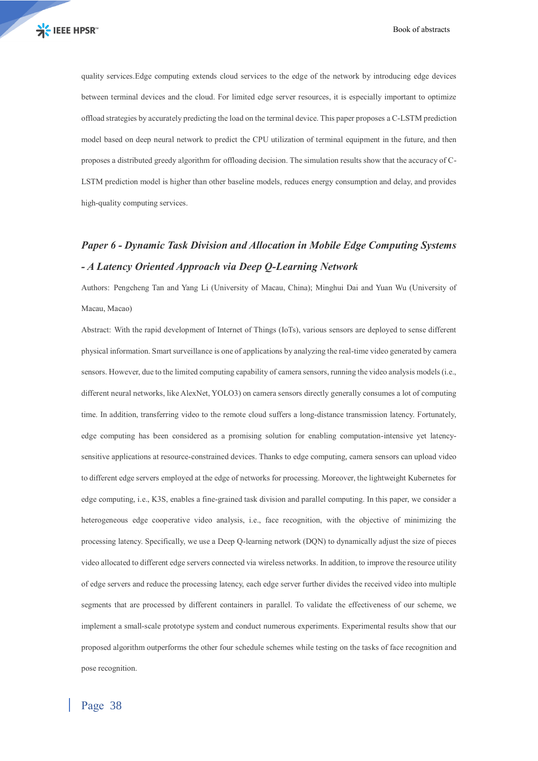quality services.Edge computing extends cloud services to the edge of the network by introducing edge devices between terminal devices and the cloud. For limited edge server resources, it is especially important to optimize offload strategies by accurately predicting the load on the terminal device. This paper proposes a C-LSTM prediction model based on deep neural network to predict the CPU utilization of terminal equipment in the future, and then proposes a distributed greedy algorithm for offloading decision. The simulation results show that the accuracy of C-LSTM prediction model is higher than other baseline models, reduces energy consumption and delay, and provides high-quality computing services.

### *Paper 6 - Dynamic Task Division and Allocation in Mobile Edge Computing Systems - A Latency Oriented Approach via Deep Q-Learning Network*

Authors: Pengcheng Tan and Yang Li (University of Macau, China); Minghui Dai and Yuan Wu (University of Macau, Macao)

Abstract: With the rapid development of Internet of Things (IoTs), various sensors are deployed to sense different physical information. Smart surveillance is one of applications by analyzing the real-time video generated by camera sensors. However, due to the limited computing capability of camera sensors, running the video analysis models (i.e., different neural networks, like AlexNet, YOLO3) on camera sensors directly generally consumes a lot of computing time. In addition, transferring video to the remote cloud suffers a long-distance transmission latency. Fortunately, edge computing has been considered as a promising solution for enabling computation-intensive yet latency-sensitive applications at resource-constrained devices. Thanks to edge computing, camera sensors can upload video to different edge servers employed at the edge of networks for processing. Moreover, the lightweight Kubernetes for edge computing, i.e., K3S, enables a fine-grained task division and parallel computing. In this paper, we consider a heterogeneous edge cooperative video analysis, i.e., face recognition, with the objective of minimizing the processing latency. Specifically, we use a Deep Q-learning network (DQN) to dynamically adjust the size of pieces video allocated to different edge servers connected via wireless networks. In addition, to improve the resource utility of edge servers and reduce the processing latency, each edge server further divides the received video into multiple segments that are processed by different containers in parallel. To validate the effectiveness of our scheme, we implement a small-scale prototype system and conduct numerous experiments. Experimental results show that our proposed algorithm outperforms the other four schedule schemes while testing on the tasks of face recognition and pose recognition.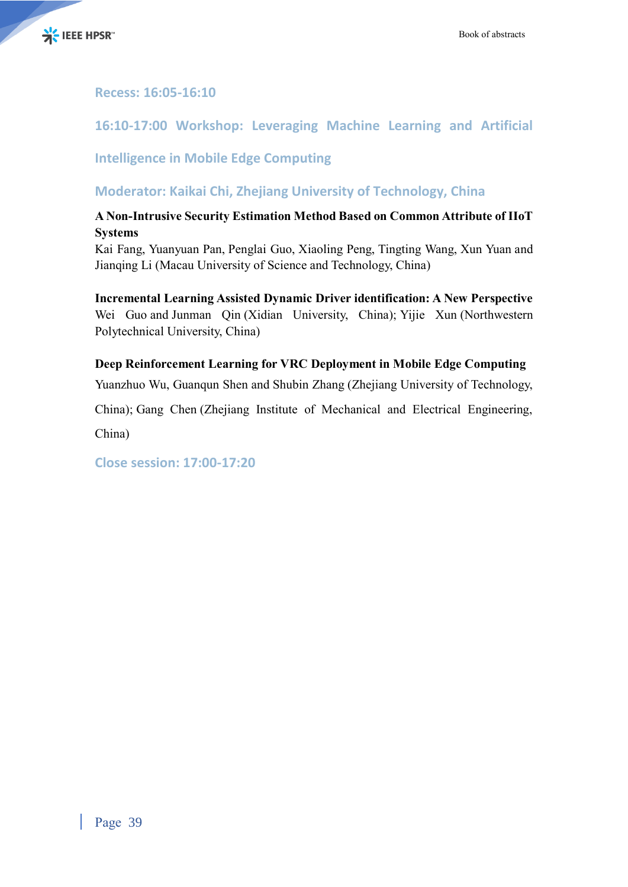## Recess: 16:05-16:10

## 16:10-17:00 Workshop: Leveraging Machine Learning and Artificial Intelligence in Mobile Edge Computing

### Moderator: Kaikai Chi, Zhejiang University of Technology, China

**A Non-Intrusive Security Estimation Method Based on Common Attribute of IIoT Systems**
Kai Fang, Yuanyuan Pan, Penglai Guo, Xiaoling Peng, Tingting Wang, Xun Yuan and Jianqing Li (Macau University of Science and Technology, China)

**Incremental Learning Assisted Dynamic Driver identification: A New Perspective**
Wei Guo and Junman Qin (Xidian University, China); Yijie Xun (Northwestern Polytechnical University, China)

**Deep Reinforcement Learning for VRC Deployment in Mobile Edge Computing**
Yuanzhuo Wu, Guanqun Shen and Shubin Zhang (Zhejiang University of Technology, China); Gang Chen (Zhejiang Institute of Mechanical and Electrical Engineering, China)

## Close session: 17:00-17:20